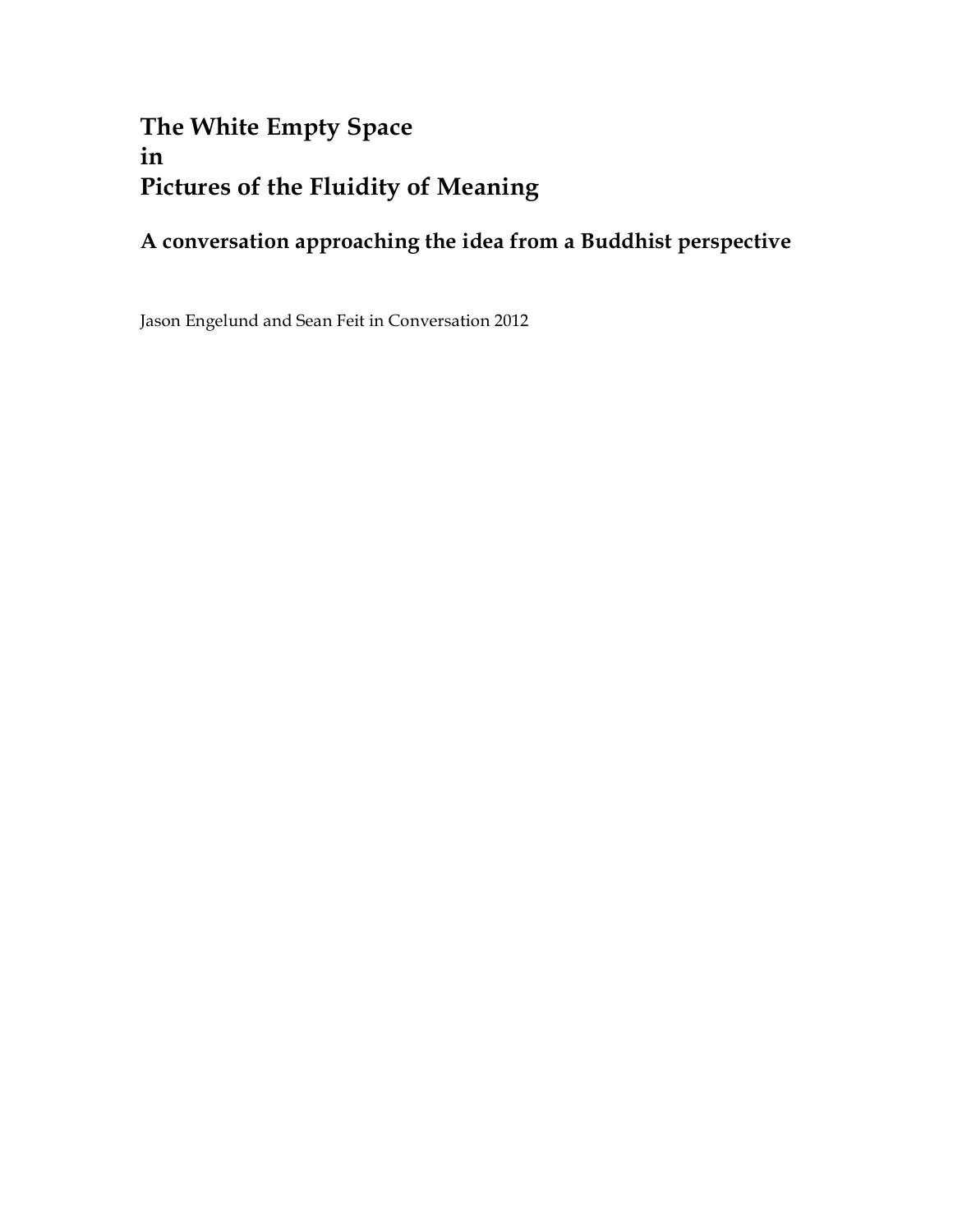# The White Empty Space in Pictures of the Fluidity of Meaning

## A conversation approaching the idea from a Buddhist perspective

Jason Engelund and Sean Feit in Conversation 2012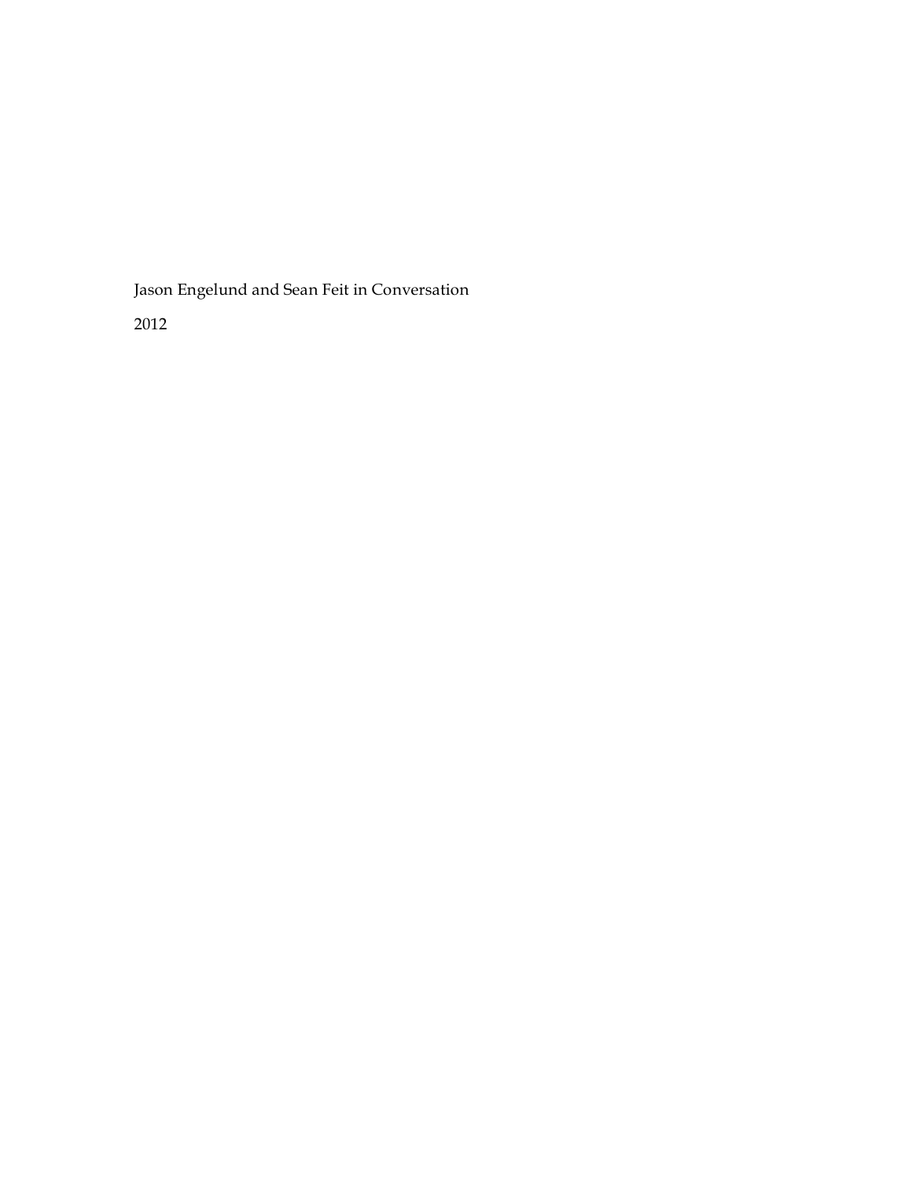Jason Engelund and Sean Feit in Conversation

2012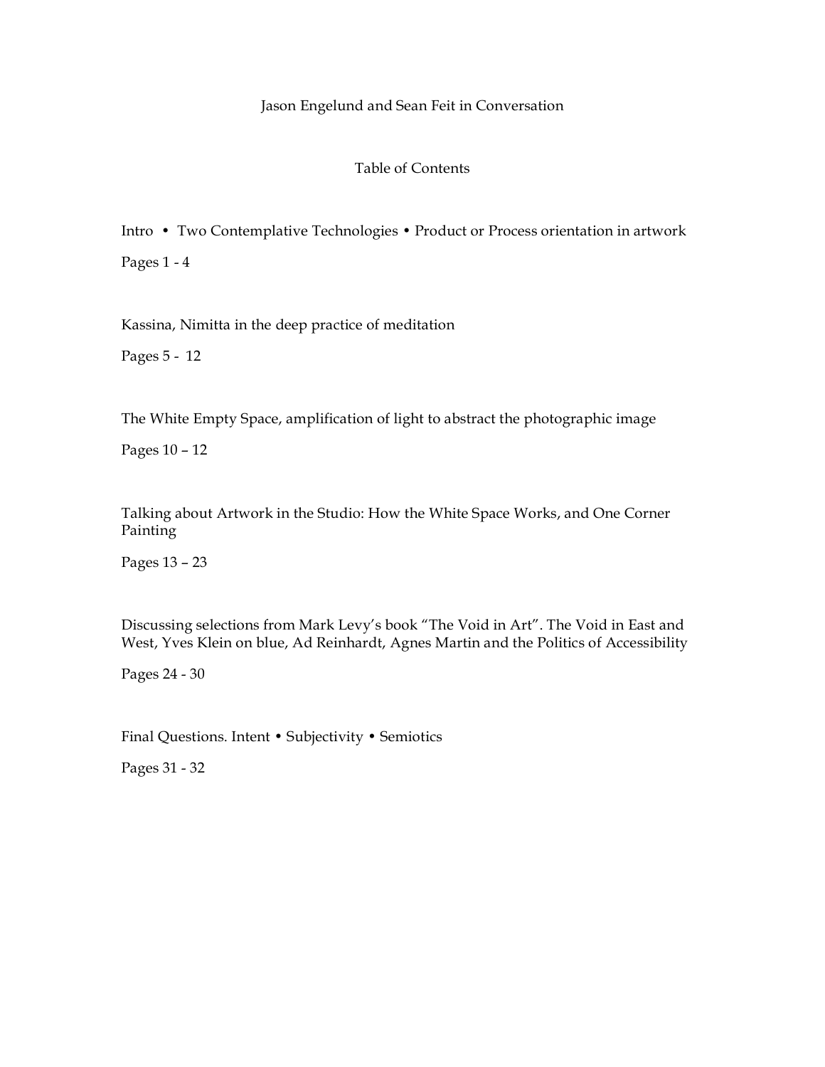Jason Engelund and Sean Feit in Conversation

## Table of Contents

Intro • Two Contemplative Technologies • Product or Process orientation in artwork

Pages 1 - 4

Kassina, Nimitta in the deep practice of meditation

Pages 5 - 12

The White Empty Space, amplification of light to abstract the photographic image

Pages 10 – 12

Talking about Artwork in the Studio: How the White Space Works, and One Corner Painting

Pages 13 – 23

Discussing selections from Mark Levy's book "The Void in Art". The Void in East and West, Yves Klein on blue, Ad Reinhardt, Agnes Martin and the Politics of Accessibility

Pages 24 - 30

Final Questions. Intent • Subjectivity • Semiotics

Pages 31 - 32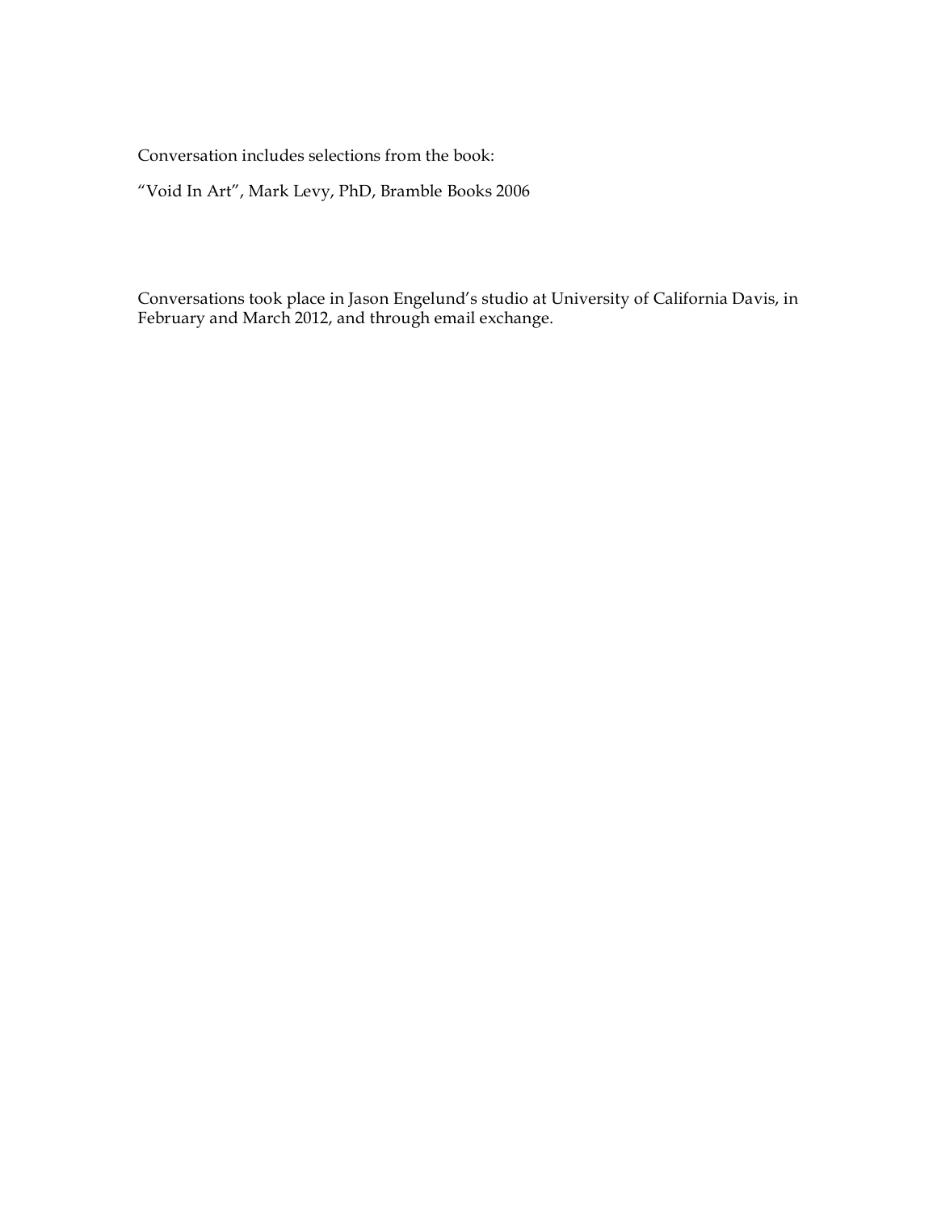Conversation includes selections from the book:

"Void In Art", Mark Levy, PhD, Bramble Books 2006

Conversations took place in Jason Engelund's studio at University of California Davis, in February and March 2012, and through email exchange.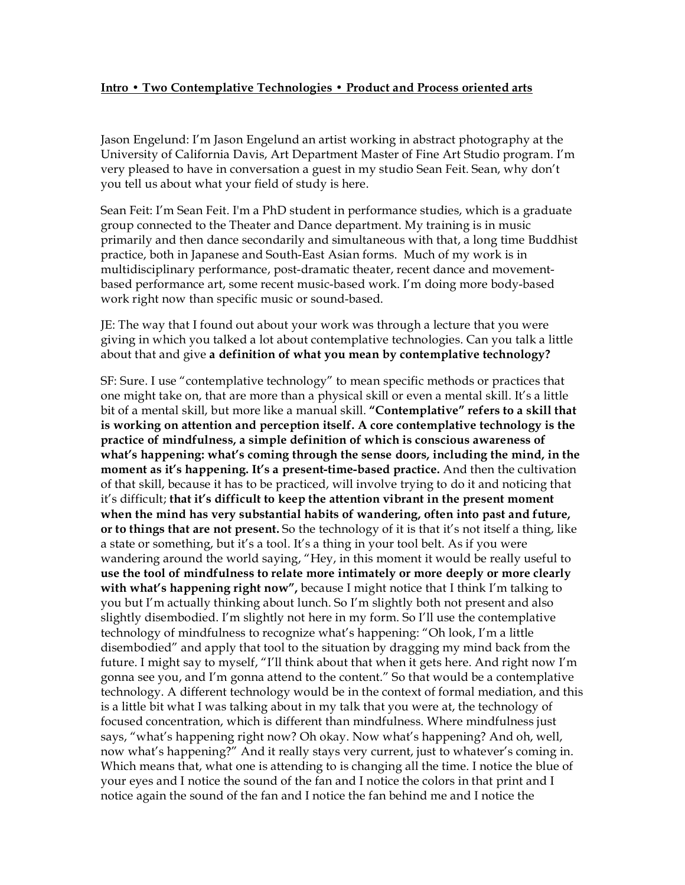**Intro • Two Contemplative Technologies • Product and Process oriented arts**

Jason Engelund: I'm Jason Engelund an artist working in abstract photography at the University of California Davis, Art Department Master of Fine Art Studio program. I'm very pleased to have in conversation a guest in my studio Sean Feit. Sean, why don't you tell us about what your field of study is here.

Sean Feit: I'm Sean Feit. I'm a PhD student in performance studies, which is a graduate group connected to the Theater and Dance department. My training is in music primarily and then dance secondarily and simultaneous with that, a long time Buddhist practice, both in Japanese and South-East Asian forms. Much of my work is in multidisciplinary performance, post-dramatic theater, recent dance and movement-based performance art, some recent music-based work. I'm doing more body-based work right now than specific music or sound-based.

JE: The way that I found out about your work was through a lecture that you were giving in which you talked a lot about contemplative technologies. Can you talk a little about that and give **a definition of what you mean by contemplative technology?**

SF: Sure. I use "contemplative technology" to mean specific methods or practices that one might take on, that are more than a physical skill or even a mental skill. It's a little bit of a mental skill, but more like a manual skill. **"Contemplative" refers to a skill that is working on attention and perception itself. A core contemplative technology is the practice of mindfulness, a simple definition of which is conscious awareness of what's happening: what's coming through the sense doors, including the mind, in the moment as it's happening. It's a present-time-based practice.** And then the cultivation of that skill, because it has to be practiced, will involve trying to do it and noticing that it's difficult; **that it's difficult to keep the attention vibrant in the present moment when the mind has very substantial habits of wandering, often into past and future, or to things that are not present.** So the technology of it is that it's not itself a thing, like a state or something, but it's a tool. It's a thing in your tool belt. As if you were wandering around the world saying, "Hey, in this moment it would be really useful to **use the tool of mindfulness to relate more intimately or more deeply or more clearly with what's happening right now",** because I might notice that I think I'm talking to you but I'm actually thinking about lunch. So I'm slightly both not present and also slightly disembodied. I'm slightly not here in my form. So I'll use the contemplative technology of mindfulness to recognize what's happening: "Oh look, I'm a little disembodied" and apply that tool to the situation by dragging my mind back from the future. I might say to myself, "I'll think about that when it gets here. And right now I'm gonna see you, and I'm gonna attend to the content." So that would be a contemplative technology. A different technology would be in the context of formal mediation, and this is a little bit what I was talking about in my talk that you were at, the technology of focused concentration, which is different than mindfulness. Where mindfulness just says, "what's happening right now? Oh okay. Now what's happening? And oh, well, now what's happening?" And it really stays very current, just to whatever's coming in. Which means that, what one is attending to is changing all the time. I notice the blue of your eyes and I notice the sound of the fan and I notice the colors in that print and I notice again the sound of the fan and I notice the fan behind me and I notice the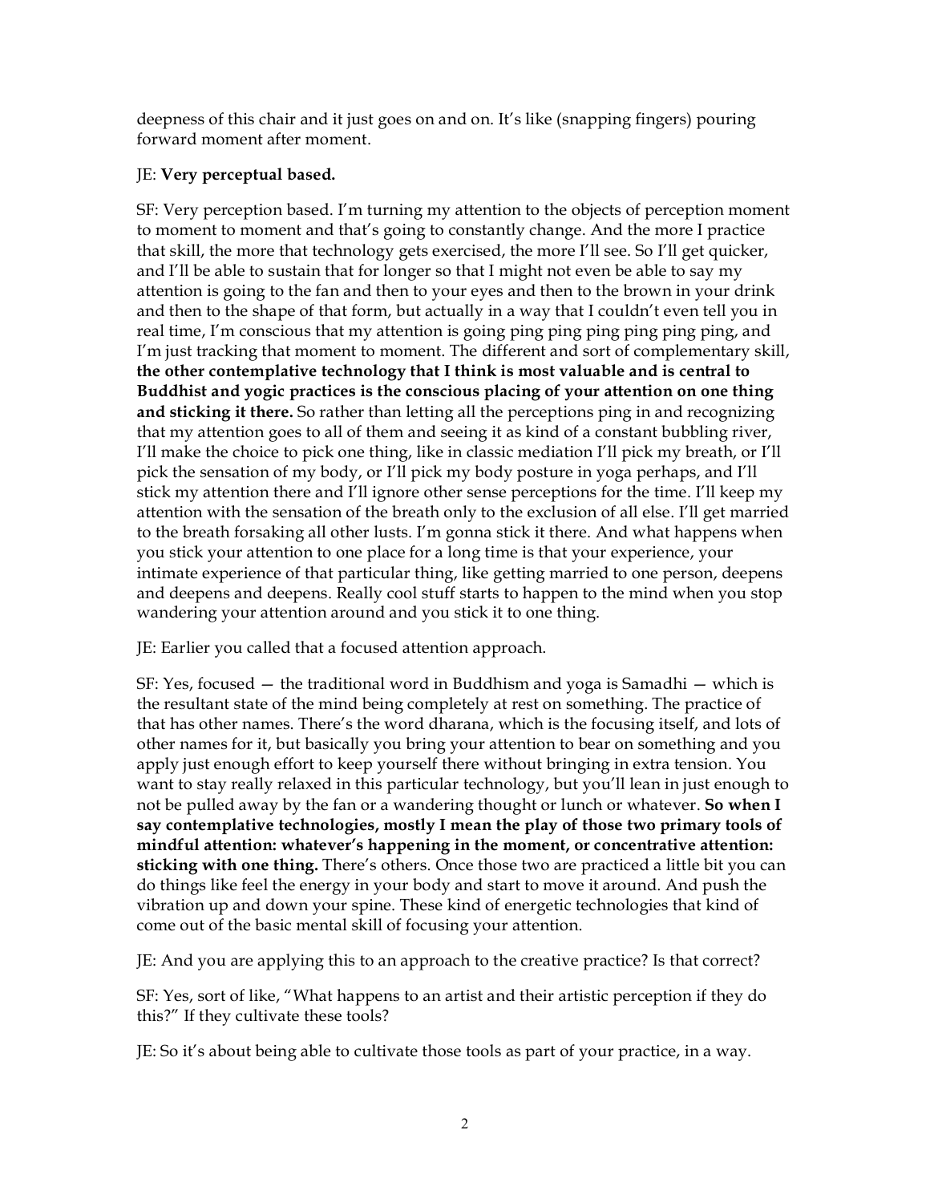deepness of this chair and it just goes on and on. It's like (snapping fingers) pouring forward moment after moment.

JE: **Very perceptual based.**

SF: Very perception based. I'm turning my attention to the objects of perception moment to moment to moment and that's going to constantly change. And the more I practice that skill, the more that technology gets exercised, the more I'll see. So I'll get quicker, and I'll be able to sustain that for longer so that I might not even be able to say my attention is going to the fan and then to your eyes and then to the brown in your drink and then to the shape of that form, but actually in a way that I couldn't even tell you in real time, I'm conscious that my attention is going ping ping ping ping ping ping, and I'm just tracking that moment to moment. The different and sort of complementary skill, **the other contemplative technology that I think is most valuable and is central to Buddhist and yogic practices is the conscious placing of your attention on one thing and sticking it there.** So rather than letting all the perceptions ping in and recognizing that my attention goes to all of them and seeing it as kind of a constant bubbling river, I'll make the choice to pick one thing, like in classic mediation I'll pick my breath, or I'll pick the sensation of my body, or I'll pick my body posture in yoga perhaps, and I'll stick my attention there and I'll ignore other sense perceptions for the time. I'll keep my attention with the sensation of the breath only to the exclusion of all else. I'll get married to the breath forsaking all other lusts. I'm gonna stick it there. And what happens when you stick your attention to one place for a long time is that your experience, your intimate experience of that particular thing, like getting married to one person, deepens and deepens and deepens. Really cool stuff starts to happen to the mind when you stop wandering your attention around and you stick it to one thing.

JE: Earlier you called that a focused attention approach.

SF: Yes, focused — the traditional word in Buddhism and yoga is Samadhi — which is the resultant state of the mind being completely at rest on something. The practice of that has other names. There's the word dharana, which is the focusing itself, and lots of other names for it, but basically you bring your attention to bear on something and you apply just enough effort to keep yourself there without bringing in extra tension. You want to stay really relaxed in this particular technology, but you'll lean in just enough to not be pulled away by the fan or a wandering thought or lunch or whatever. **So when I say contemplative technologies, mostly I mean the play of those two primary tools of mindful attention: whatever's happening in the moment, or concentrative attention: sticking with one thing.** There's others. Once those two are practiced a little bit you can do things like feel the energy in your body and start to move it around. And push the vibration up and down your spine. These kind of energetic technologies that kind of come out of the basic mental skill of focusing your attention.

JE: And you are applying this to an approach to the creative practice? Is that correct?

SF: Yes, sort of like, "What happens to an artist and their artistic perception if they do this?" If they cultivate these tools?

JE: So it's about being able to cultivate those tools as part of your practice, in a way.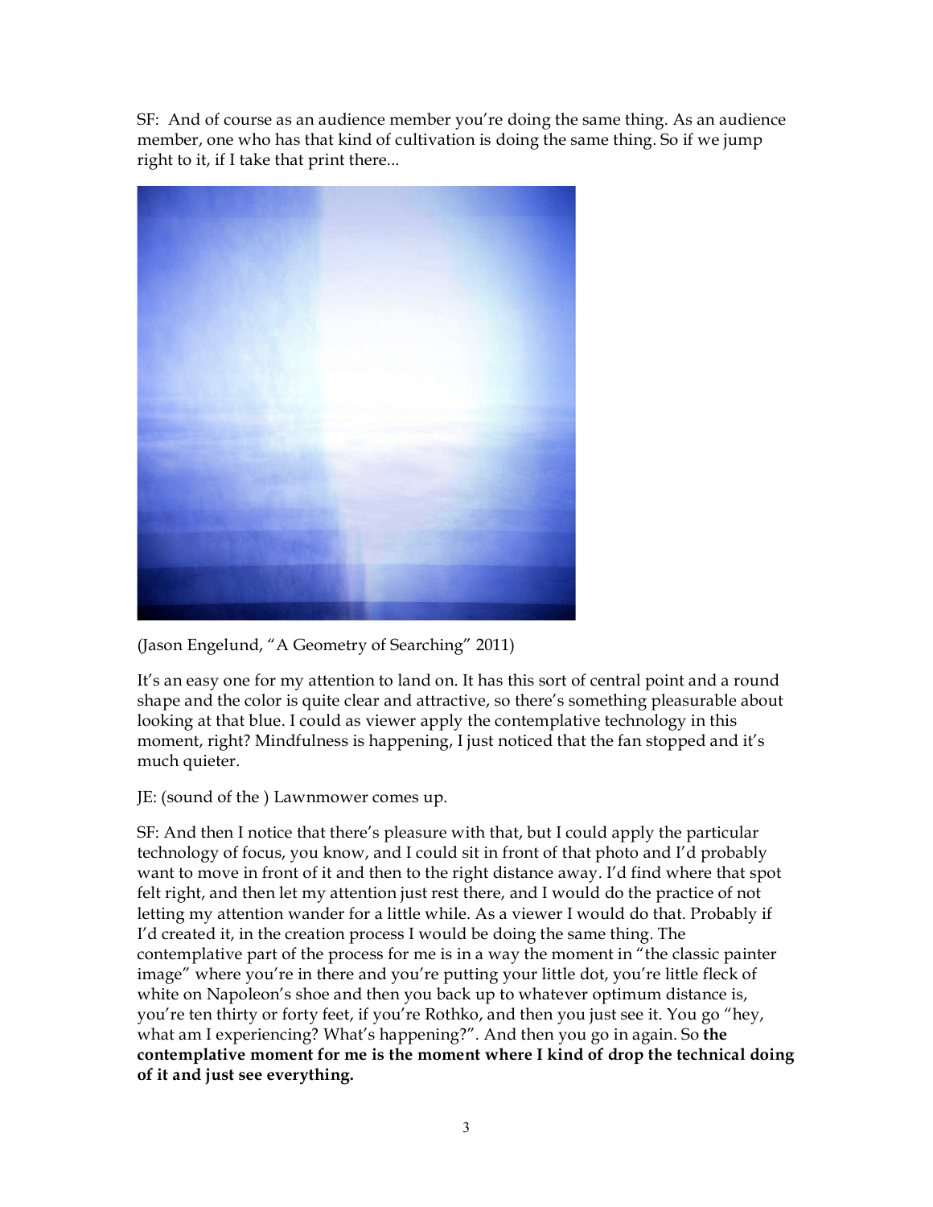SF: And of course as an audience member you're doing the same thing. As an audience member, one who has that kind of cultivation is doing the same thing. So if we jump right to it, if I take that print there...

(Jason Engelund, "A Geometry of Searching" 2011)

It's an easy one for my attention to land on. It has this sort of central point and a round shape and the color is quite clear and attractive, so there's something pleasurable about looking at that blue. I could as viewer apply the contemplative technology in this moment, right? Mindfulness is happening, I just noticed that the fan stopped and it's much quieter.

JE: (sound of the ) Lawnmower comes up.

SF: And then I notice that there's pleasure with that, but I could apply the particular technology of focus, you know, and I could sit in front of that photo and I'd probably want to move in front of it and then to the right distance away. I'd find where that spot felt right, and then let my attention just rest there, and I would do the practice of not letting my attention wander for a little while. As a viewer I would do that. Probably if I'd created it, in the creation process I would be doing the same thing. The contemplative part of the process for me is in a way the moment in "the classic painter image" where you're in there and you're putting your little dot, you're little fleck of white on Napoleon's shoe and then you back up to whatever optimum distance is, you're ten thirty or forty feet, if you're Rothko, and then you just see it. You go "hey, what am I experiencing? What's happening?". And then you go in again. So **the contemplative moment for me is the moment where I kind of drop the technical doing of it and just see everything.**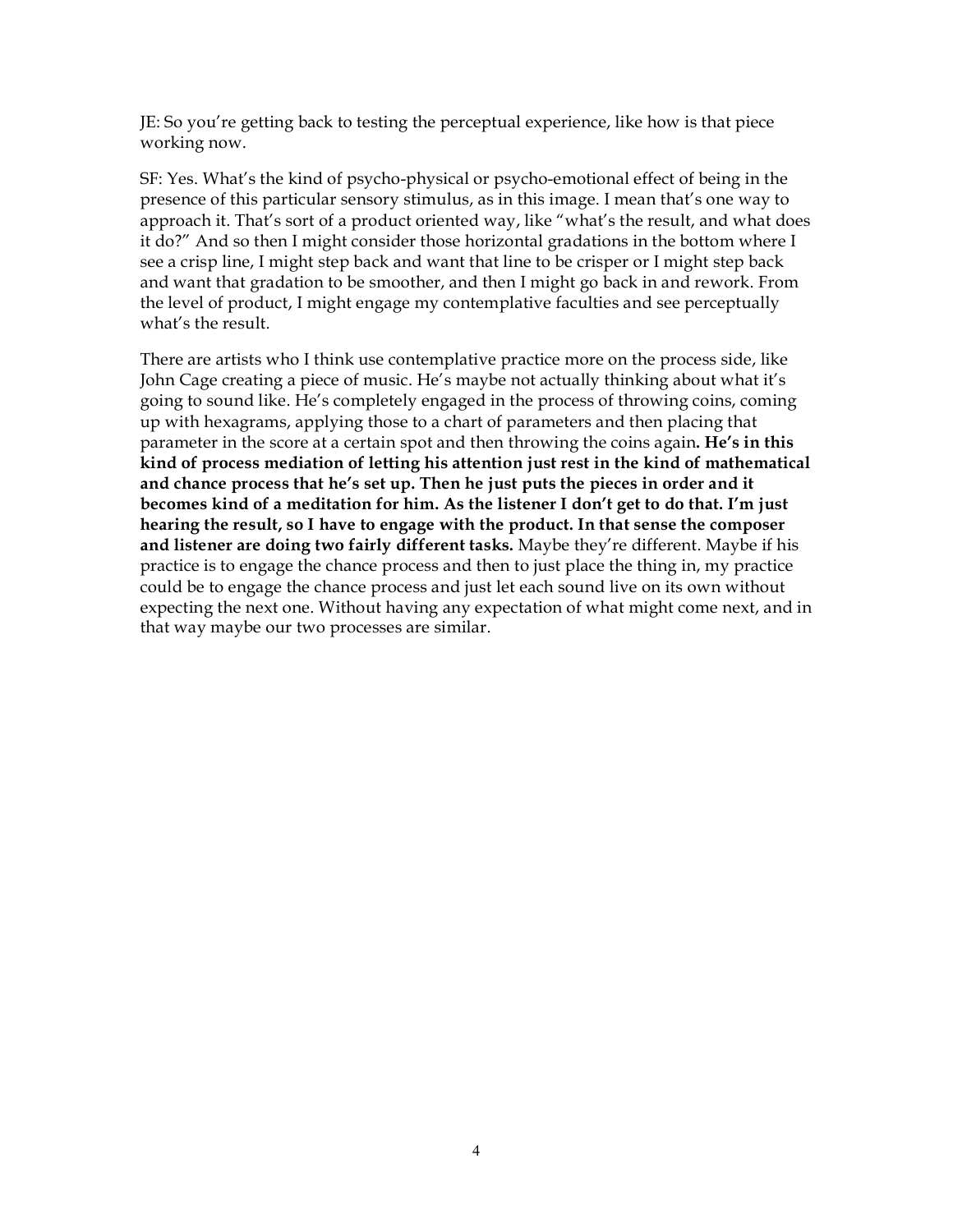JE: So you're getting back to testing the perceptual experience, like how is that piece working now.

SF: Yes. What's the kind of psycho-physical or psycho-emotional effect of being in the presence of this particular sensory stimulus, as in this image. I mean that's one way to approach it. That's sort of a product oriented way, like "what's the result, and what does it do?" And so then I might consider those horizontal gradations in the bottom where I see a crisp line, I might step back and want that line to be crisper or I might step back and want that gradation to be smoother, and then I might go back in and rework. From the level of product, I might engage my contemplative faculties and see perceptually what's the result.

There are artists who I think use contemplative practice more on the process side, like John Cage creating a piece of music. He's maybe not actually thinking about what it's going to sound like. He's completely engaged in the process of throwing coins, coming up with hexagrams, applying those to a chart of parameters and then placing that parameter in the score at a certain spot and then throwing the coins again**. He's in this kind of process mediation of letting his attention just rest in the kind of mathematical and chance process that he's set up. Then he just puts the pieces in order and it becomes kind of a meditation for him. As the listener I don't get to do that. I'm just hearing the result, so I have to engage with the product. In that sense the composer and listener are doing two fairly different tasks.** Maybe they're different. Maybe if his practice is to engage the chance process and then to just place the thing in, my practice could be to engage the chance process and just let each sound live on its own without expecting the next one. Without having any expectation of what might come next, and in that way maybe our two processes are similar.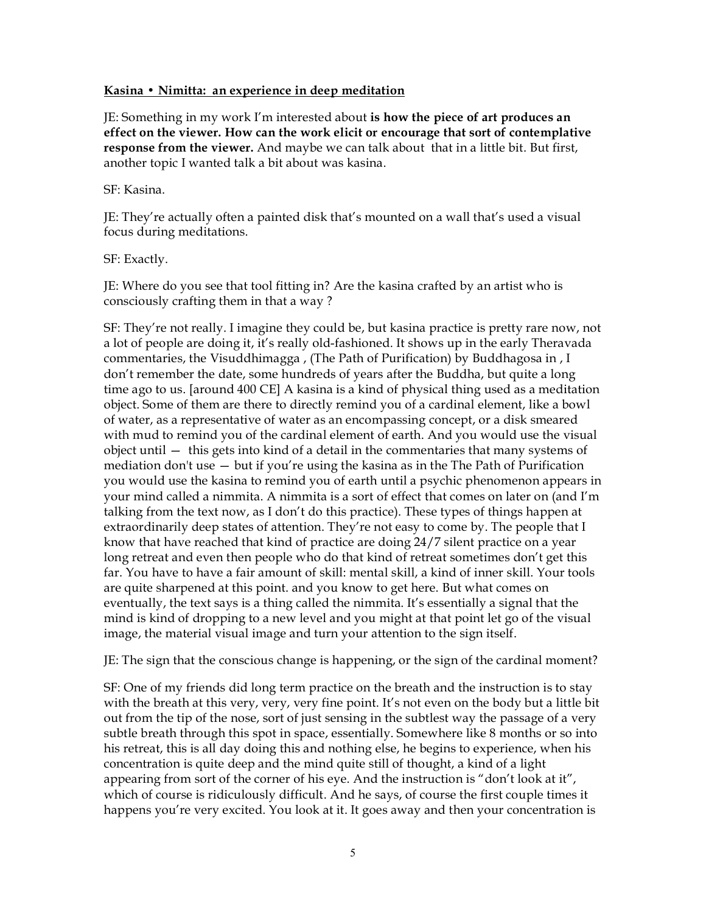**Kasina • Nimitta: an experience in deep meditation**

JE: Something in my work I'm interested about **is how the piece of art produces an effect on the viewer. How can the work elicit or encourage that sort of contemplative response from the viewer.** And maybe we can talk about that in a little bit. But first, another topic I wanted talk a bit about was kasina.

SF: Kasina.

JE: They're actually often a painted disk that's mounted on a wall that's used a visual focus during meditations.

SF: Exactly.

JE: Where do you see that tool fitting in? Are the kasina crafted by an artist who is consciously crafting them in that a way ?

SF: They're not really. I imagine they could be, but kasina practice is pretty rare now, not a lot of people are doing it, it's really old-fashioned. It shows up in the early Theravada commentaries, the Visuddhimagga , (The Path of Purification) by Buddhagosa in , I don't remember the date, some hundreds of years after the Buddha, but quite a long time ago to us. [around 400 CE] A kasina is a kind of physical thing used as a meditation object. Some of them are there to directly remind you of a cardinal element, like a bowl of water, as a representative of water as an encompassing concept, or a disk smeared with mud to remind you of the cardinal element of earth. And you would use the visual object until — this gets into kind of a detail in the commentaries that many systems of mediation don't use — but if you're using the kasina as in the The Path of Purification you would use the kasina to remind you of earth until a psychic phenomenon appears in your mind called a nimmita. A nimmita is a sort of effect that comes on later on (and I'm talking from the text now, as I don't do this practice). These types of things happen at extraordinarily deep states of attention. They're not easy to come by. The people that I know that have reached that kind of practice are doing 24/7 silent practice on a year long retreat and even then people who do that kind of retreat sometimes don't get this far. You have to have a fair amount of skill: mental skill, a kind of inner skill. Your tools are quite sharpened at this point. and you know to get here. But what comes on eventually, the text says is a thing called the nimmita. It's essentially a signal that the mind is kind of dropping to a new level and you might at that point let go of the visual image, the material visual image and turn your attention to the sign itself.

JE: The sign that the conscious change is happening, or the sign of the cardinal moment?

SF: One of my friends did long term practice on the breath and the instruction is to stay with the breath at this very, very, very fine point. It's not even on the body but a little bit out from the tip of the nose, sort of just sensing in the subtlest way the passage of a very subtle breath through this spot in space, essentially. Somewhere like 8 months or so into his retreat, this is all day doing this and nothing else, he begins to experience, when his concentration is quite deep and the mind quite still of thought, a kind of a light appearing from sort of the corner of his eye. And the instruction is "don't look at it", which of course is ridiculously difficult. And he says, of course the first couple times it happens you're very excited. You look at it. It goes away and then your concentration is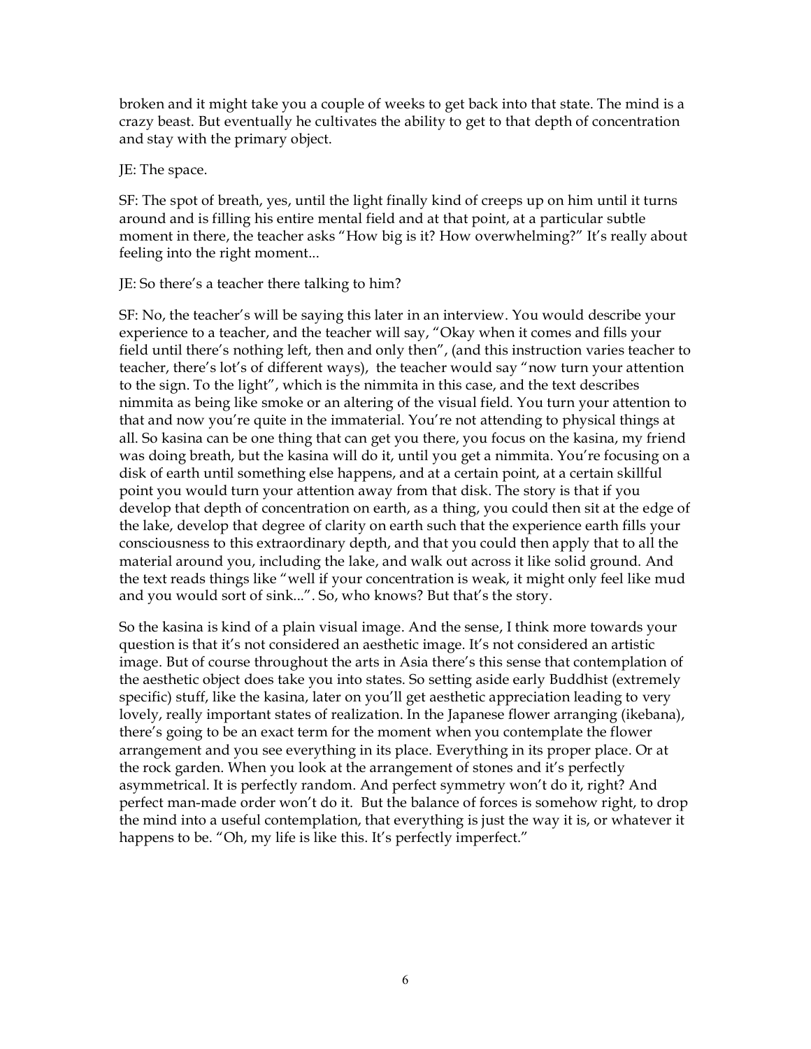broken and it might take you a couple of weeks to get back into that state. The mind is a crazy beast. But eventually he cultivates the ability to get to that depth of concentration and stay with the primary object.

JE: The space.

SF: The spot of breath, yes, until the light finally kind of creeps up on him until it turns around and is filling his entire mental field and at that point, at a particular subtle moment in there, the teacher asks "How big is it? How overwhelming?" It's really about feeling into the right moment...

JE: So there's a teacher there talking to him?

SF: No, the teacher's will be saying this later in an interview. You would describe your experience to a teacher, and the teacher will say, "Okay when it comes and fills your field until there's nothing left, then and only then", (and this instruction varies teacher to teacher, there's lot's of different ways), the teacher would say "now turn your attention to the sign. To the light", which is the nimmita in this case, and the text describes nimmita as being like smoke or an altering of the visual field. You turn your attention to that and now you're quite in the immaterial. You're not attending to physical things at all. So kasina can be one thing that can get you there, you focus on the kasina, my friend was doing breath, but the kasina will do it, until you get a nimmita. You're focusing on a disk of earth until something else happens, and at a certain point, at a certain skillful point you would turn your attention away from that disk. The story is that if you develop that depth of concentration on earth, as a thing, you could then sit at the edge of the lake, develop that degree of clarity on earth such that the experience earth fills your consciousness to this extraordinary depth, and that you could then apply that to all the material around you, including the lake, and walk out across it like solid ground. And the text reads things like "well if your concentration is weak, it might only feel like mud and you would sort of sink...". So, who knows? But that's the story.

So the kasina is kind of a plain visual image. And the sense, I think more towards your question is that it's not considered an aesthetic image. It's not considered an artistic image. But of course throughout the arts in Asia there's this sense that contemplation of the aesthetic object does take you into states. So setting aside early Buddhist (extremely specific) stuff, like the kasina, later on you'll get aesthetic appreciation leading to very lovely, really important states of realization. In the Japanese flower arranging (ikebana), there's going to be an exact term for the moment when you contemplate the flower arrangement and you see everything in its place. Everything in its proper place. Or at the rock garden. When you look at the arrangement of stones and it's perfectly asymmetrical. It is perfectly random. And perfect symmetry won't do it, right? And perfect man-made order won't do it. But the balance of forces is somehow right, to drop the mind into a useful contemplation, that everything is just the way it is, or whatever it happens to be. "Oh, my life is like this. It's perfectly imperfect."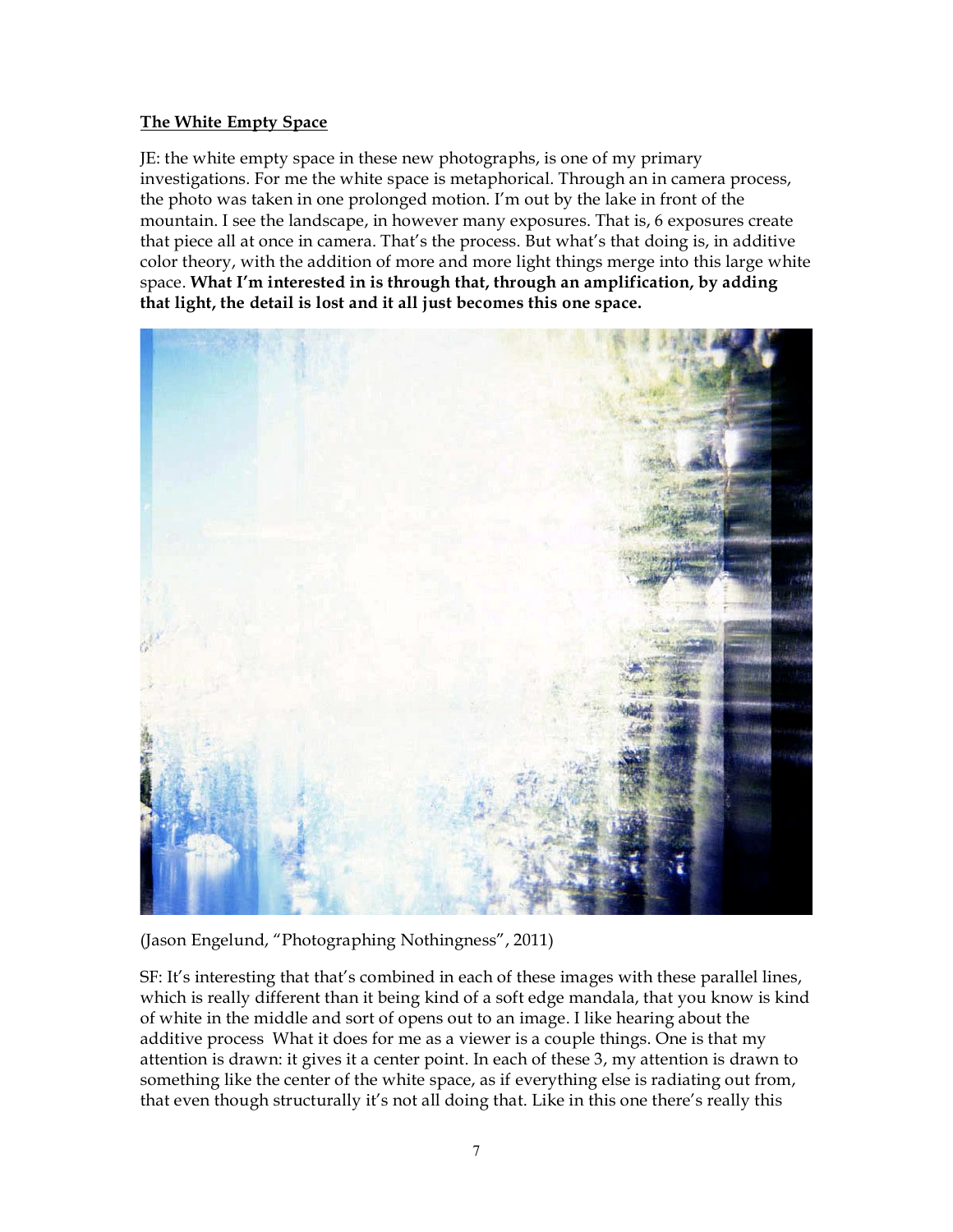**The White Empty Space**

JE: the white empty space in these new photographs, is one of my primary investigations. For me the white space is metaphorical. Through an in camera process, the photo was taken in one prolonged motion. I'm out by the lake in front of the mountain. I see the landscape, in however many exposures. That is, 6 exposures create that piece all at once in camera. That's the process. But what's that doing is, in additive color theory, with the addition of more and more light things merge into this large white space. **What I'm interested in is through that, through an amplification, by adding that light, the detail is lost and it all just becomes this one space.**

(Jason Engelund, "Photographing Nothingness", 2011)

SF: It's interesting that that's combined in each of these images with these parallel lines, which is really different than it being kind of a soft edge mandala, that you know is kind of white in the middle and sort of opens out to an image. I like hearing about the additive process What it does for me as a viewer is a couple things. One is that my attention is drawn: it gives it a center point. In each of these 3, my attention is drawn to something like the center of the white space, as if everything else is radiating out from, that even though structurally it's not all doing that. Like in this one there's really this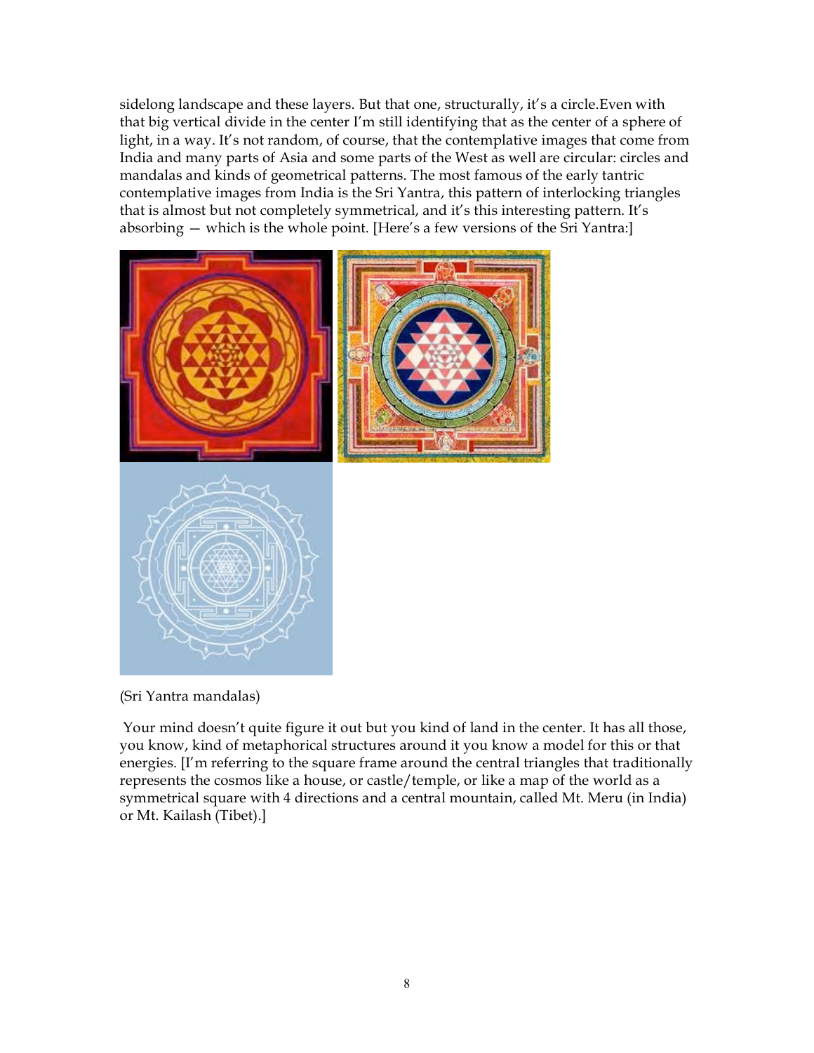sidelong landscape and these layers. But that one, structurally, it's a circle.Even with that big vertical divide in the center I'm still identifying that as the center of a sphere of light, in a way. It's not random, of course, that the contemplative images that come from India and many parts of Asia and some parts of the West as well are circular: circles and mandalas and kinds of geometrical patterns. The most famous of the early tantric contemplative images from India is the Sri Yantra, this pattern of interlocking triangles that is almost but not completely symmetrical, and it's this interesting pattern. It's absorbing — which is the whole point. [Here's a few versions of the Sri Yantra:]

(Sri Yantra mandalas)

Your mind doesn't quite figure it out but you kind of land in the center. It has all those, you know, kind of metaphorical structures around it you know a model for this or that energies. [I'm referring to the square frame around the central triangles that traditionally represents the cosmos like a house, or castle/temple, or like a map of the world as a symmetrical square with 4 directions and a central mountain, called Mt. Meru (in India) or Mt. Kailash (Tibet).]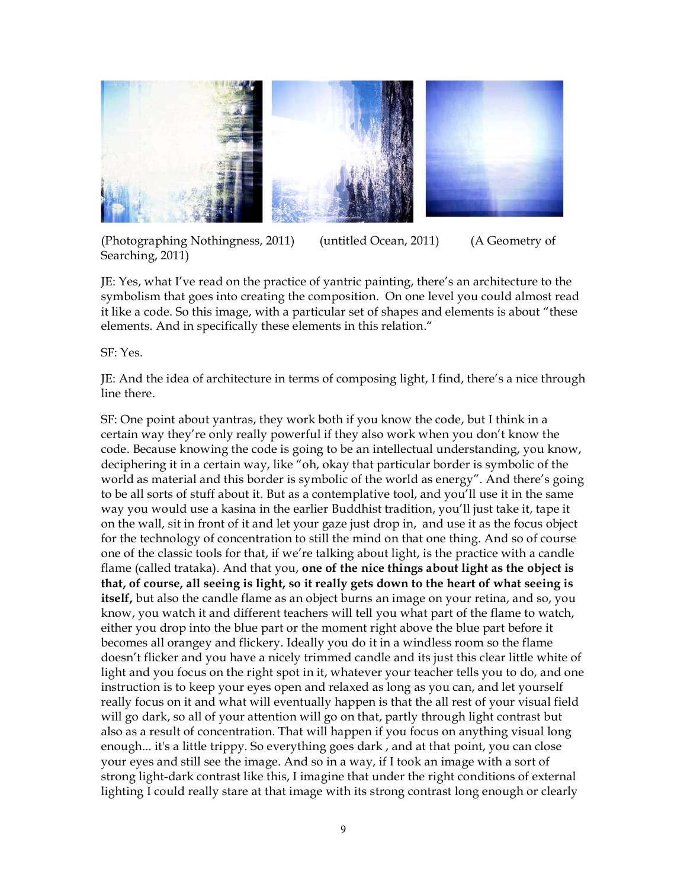(Photographing Nothingness, 2011) (untitled Ocean, 2011) (A Geometry of Searching, 2011)

JE: Yes, what I've read on the practice of yantric painting, there's an architecture to the symbolism that goes into creating the composition. On one level you could almost read it like a code. So this image, with a particular set of shapes and elements is about "these elements. And in specifically these elements in this relation."

SF: Yes.

JE: And the idea of architecture in terms of composing light, I find, there's a nice through line there.

SF: One point about yantras, they work both if you know the code, but I think in a certain way they're only really powerful if they also work when you don't know the code. Because knowing the code is going to be an intellectual understanding, you know, deciphering it in a certain way, like "oh, okay that particular border is symbolic of the world as material and this border is symbolic of the world as energy". And there's going to be all sorts of stuff about it. But as a contemplative tool, and you'll use it in the same way you would use a kasina in the earlier Buddhist tradition, you'll just take it, tape it on the wall, sit in front of it and let your gaze just drop in, and use it as the focus object for the technology of concentration to still the mind on that one thing. And so of course one of the classic tools for that, if we're talking about light, is the practice with a candle flame (called trataka). And that you, **one of the nice things about light as the object is that, of course, all seeing is light, so it really gets down to the heart of what seeing is itself,** but also the candle flame as an object burns an image on your retina, and so, you know, you watch it and different teachers will tell you what part of the flame to watch, either you drop into the blue part or the moment right above the blue part before it becomes all orangey and flickery. Ideally you do it in a windless room so the flame doesn't flicker and you have a nicely trimmed candle and its just this clear little white of light and you focus on the right spot in it, whatever your teacher tells you to do, and one instruction is to keep your eyes open and relaxed as long as you can, and let yourself really focus on it and what will eventually happen is that the all rest of your visual field will go dark, so all of your attention will go on that, partly through light contrast but also as a result of concentration. That will happen if you focus on anything visual long enough... it's a little trippy. So everything goes dark , and at that point, you can close your eyes and still see the image. And so in a way, if I took an image with a sort of strong light-dark contrast like this, I imagine that under the right conditions of external lighting I could really stare at that image with its strong contrast long enough or clearly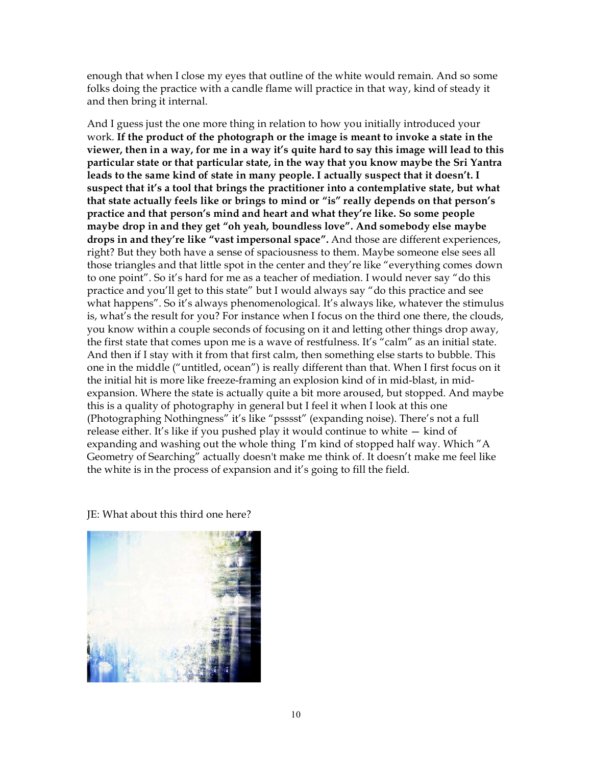enough that when I close my eyes that outline of the white would remain. And so some folks doing the practice with a candle flame will practice in that way, kind of steady it and then bring it internal.

And I guess just the one more thing in relation to how you initially introduced your work. **If the product of the photograph or the image is meant to invoke a state in the viewer, then in a way, for me in a way it's quite hard to say this image will lead to this particular state or that particular state, in the way that you know maybe the Sri Yantra leads to the same kind of state in many people. I actually suspect that it doesn't. I suspect that it's a tool that brings the practitioner into a contemplative state, but what that state actually feels like or brings to mind or "is" really depends on that person's practice and that person's mind and heart and what they're like. So some people maybe drop in and they get "oh yeah, boundless love". And somebody else maybe drops in and they're like "vast impersonal space".** And those are different experiences, right? But they both have a sense of spaciousness to them. Maybe someone else sees all those triangles and that little spot in the center and they're like "everything comes down to one point". So it's hard for me as a teacher of mediation. I would never say "do this practice and you'll get to this state" but I would always say "do this practice and see what happens". So it's always phenomenological. It's always like, whatever the stimulus is, what's the result for you? For instance when I focus on the third one there, the clouds, you know within a couple seconds of focusing on it and letting other things drop away, the first state that comes upon me is a wave of restfulness. It's "calm" as an initial state. And then if I stay with it from that first calm, then something else starts to bubble. This one in the middle ("untitled, ocean") is really different than that. When I first focus on it the initial hit is more like freeze-framing an explosion kind of in mid-blast, in mid-expansion. Where the state is actually quite a bit more aroused, but stopped. And maybe this is a quality of photography in general but I feel it when I look at this one (Photographing Nothingness" it's like "psssst" (expanding noise). There's not a full release either. It's like if you pushed play it would continue to white — kind of expanding and washing out the whole thing I'm kind of stopped half way. Which "A Geometry of Searching" actually doesn't make me think of. It doesn't make me feel like the white is in the process of expansion and it's going to fill the field.

JE: What about this third one here?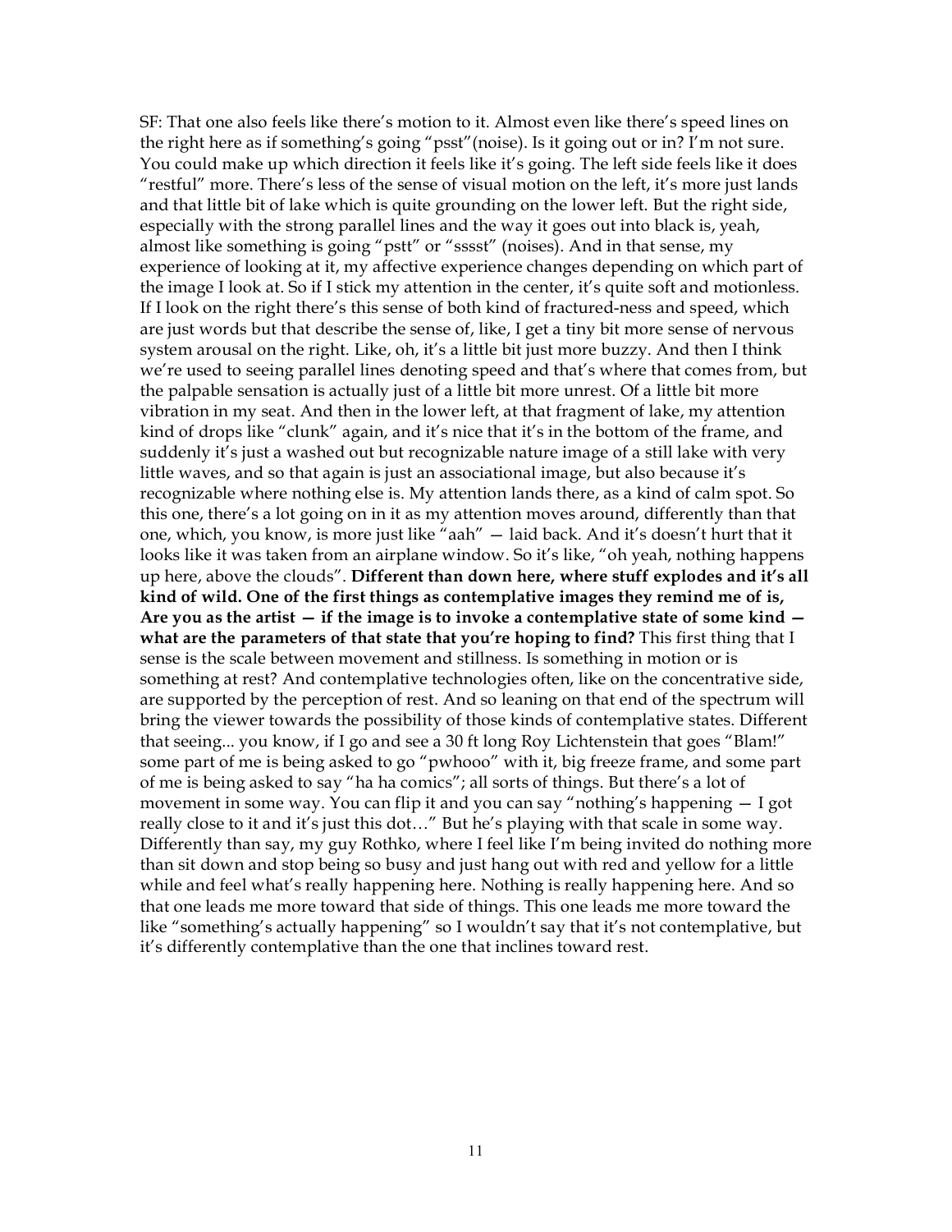SF: That one also feels like there's motion to it. Almost even like there's speed lines on the right here as if something's going "psst"(noise). Is it going out or in? I'm not sure. You could make up which direction it feels like it's going. The left side feels like it does "restful" more. There's less of the sense of visual motion on the left, it's more just lands and that little bit of lake which is quite grounding on the lower left. But the right side, especially with the strong parallel lines and the way it goes out into black is, yeah, almost like something is going "pstt" or "sssst" (noises). And in that sense, my experience of looking at it, my affective experience changes depending on which part of the image I look at. So if I stick my attention in the center, it's quite soft and motionless. If I look on the right there's this sense of both kind of fractured-ness and speed, which are just words but that describe the sense of, like, I get a tiny bit more sense of nervous system arousal on the right. Like, oh, it's a little bit just more buzzy. And then I think we're used to seeing parallel lines denoting speed and that's where that comes from, but the palpable sensation is actually just of a little bit more unrest. Of a little bit more vibration in my seat. And then in the lower left, at that fragment of lake, my attention kind of drops like "clunk" again, and it's nice that it's in the bottom of the frame, and suddenly it's just a washed out but recognizable nature image of a still lake with very little waves, and so that again is just an associational image, but also because it's recognizable where nothing else is. My attention lands there, as a kind of calm spot. So this one, there's a lot going on in it as my attention moves around, differently than that one, which, you know, is more just like "aah" — laid back. And it's doesn't hurt that it looks like it was taken from an airplane window. So it's like, "oh yeah, nothing happens up here, above the clouds". **Different than down here, where stuff explodes and it's all kind of wild. One of the first things as contemplative images they remind me of is, Are you as the artist — if the image is to invoke a contemplative state of some kind — what are the parameters of that state that you're hoping to find?** This first thing that I sense is the scale between movement and stillness. Is something in motion or is something at rest? And contemplative technologies often, like on the concentrative side, are supported by the perception of rest. And so leaning on that end of the spectrum will bring the viewer towards the possibility of those kinds of contemplative states. Different that seeing... you know, if I go and see a 30 ft long Roy Lichtenstein that goes "Blam!" some part of me is being asked to go "pwhooo" with it, big freeze frame, and some part of me is being asked to say "ha ha comics"; all sorts of things. But there's a lot of movement in some way. You can flip it and you can say "nothing's happening — I got really close to it and it's just this dot…" But he's playing with that scale in some way. Differently than say, my guy Rothko, where I feel like I'm being invited do nothing more than sit down and stop being so busy and just hang out with red and yellow for a little while and feel what's really happening here. Nothing is really happening here. And so that one leads me more toward that side of things. This one leads me more toward the like "something's actually happening" so I wouldn't say that it's not contemplative, but it's differently contemplative than the one that inclines toward rest.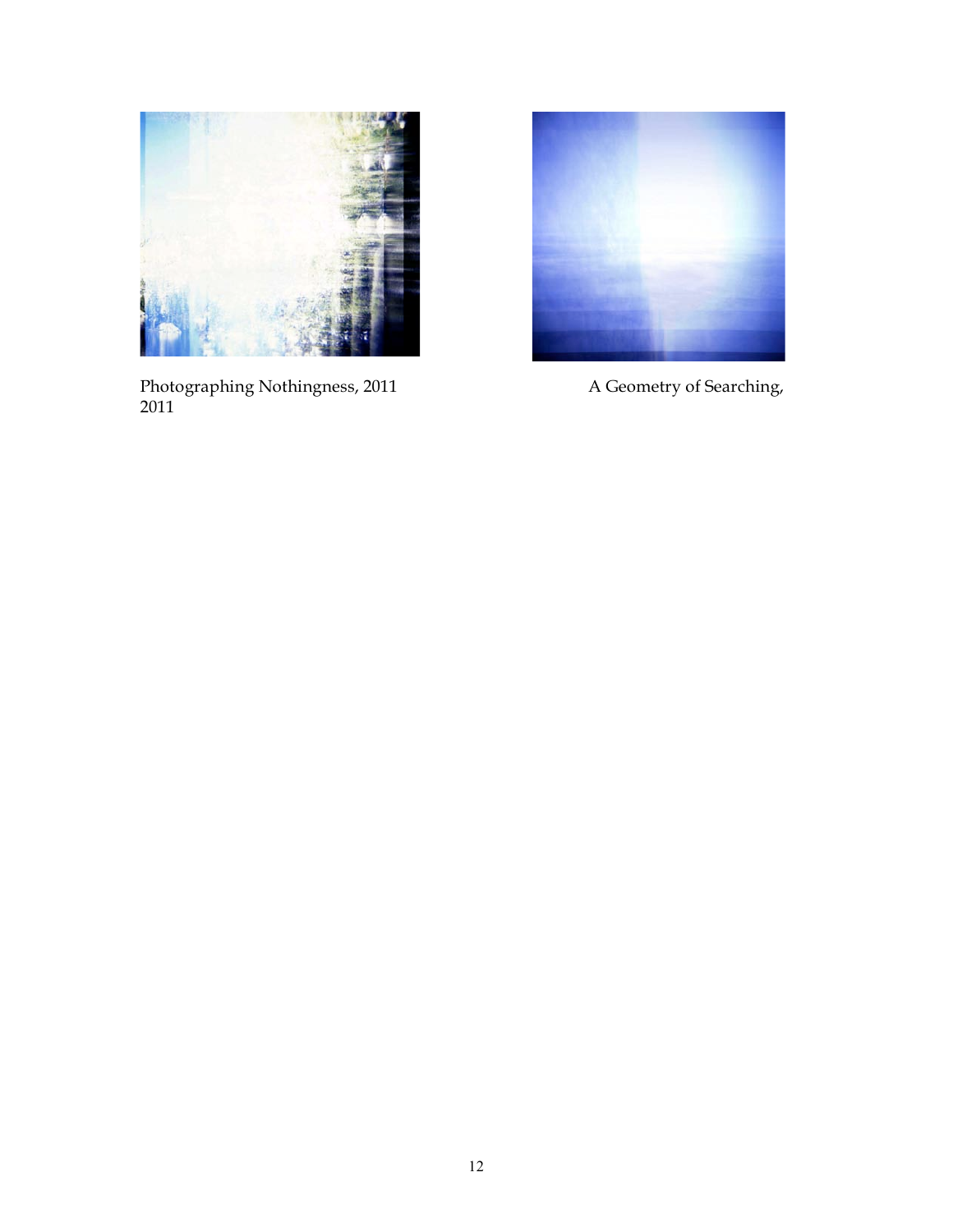Photographing Nothingness, 2011

A Geometry of Searching, 2011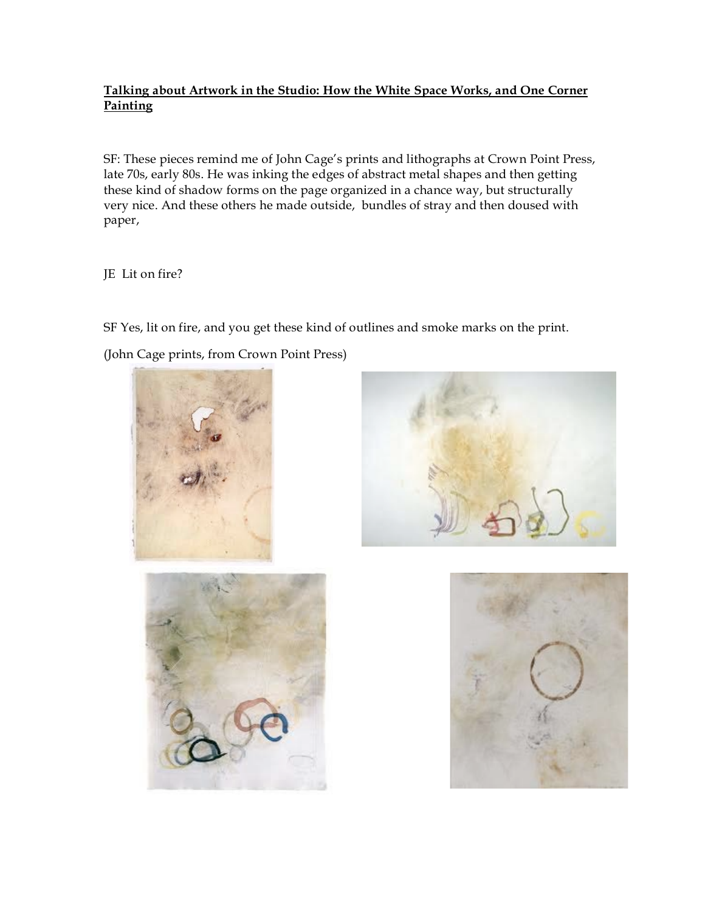**Talking about Artwork in the Studio: How the White Space Works, and One Corner Painting**

SF: These pieces remind me of John Cage's prints and lithographs at Crown Point Press, late 70s, early 80s. He was inking the edges of abstract metal shapes and then getting these kind of shadow forms on the page organized in a chance way, but structurally very nice. And these others he made outside, bundles of stray and then doused with paper,

JE Lit on fire?

SF Yes, lit on fire, and you get these kind of outlines and smoke marks on the print.

(John Cage prints, from Crown Point Press)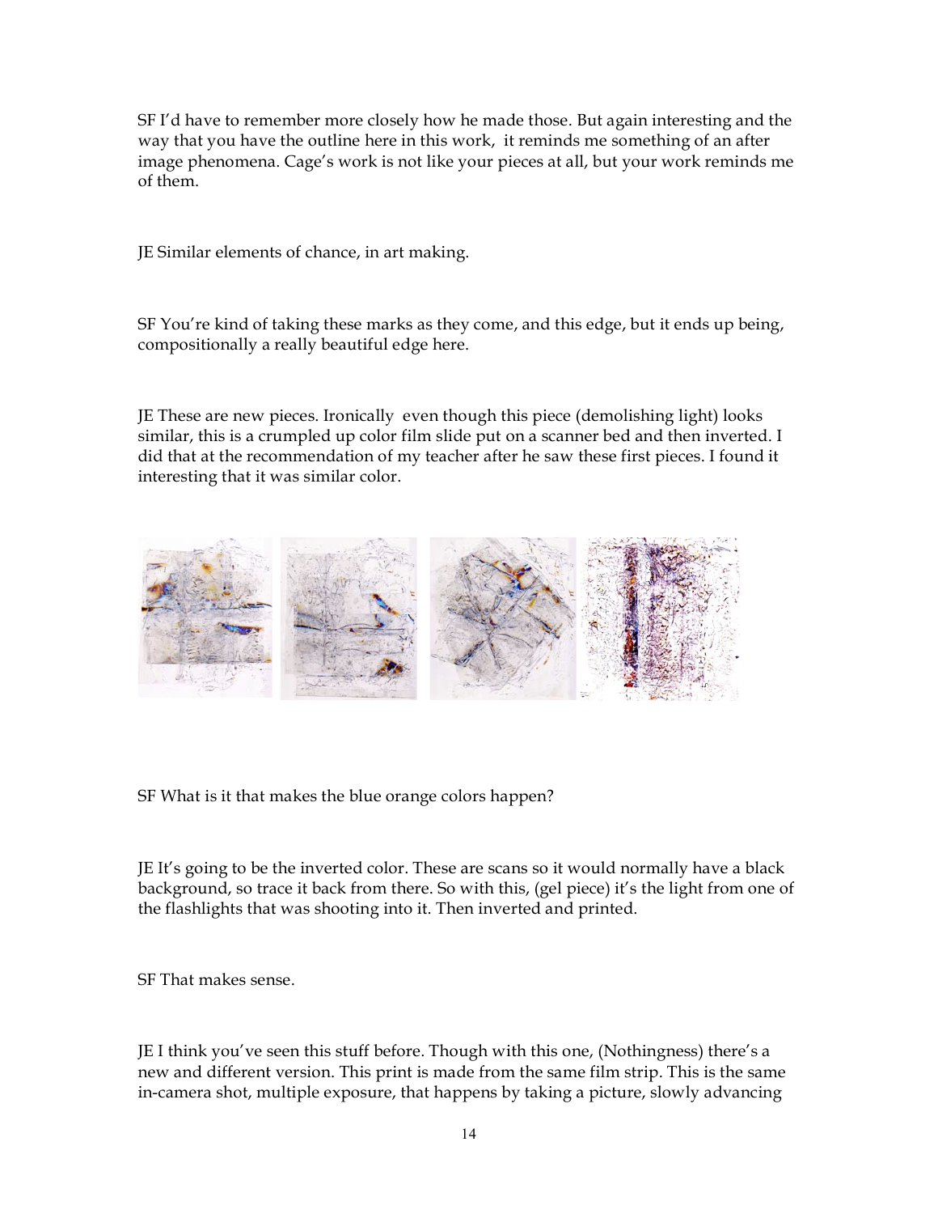SF I'd have to remember more closely how he made those. But again interesting and the way that you have the outline here in this work, it reminds me something of an after image phenomena. Cage's work is not like your pieces at all, but your work reminds me of them.

JE Similar elements of chance, in art making.

SF You're kind of taking these marks as they come, and this edge, but it ends up being, compositionally a really beautiful edge here.

JE These are new pieces. Ironically even though this piece (demolishing light) looks similar, this is a crumpled up color film slide put on a scanner bed and then inverted. I did that at the recommendation of my teacher after he saw these first pieces. I found it interesting that it was similar color.

SF What is it that makes the blue orange colors happen?

JE It's going to be the inverted color. These are scans so it would normally have a black background, so trace it back from there. So with this, (gel piece) it's the light from one of the flashlights that was shooting into it. Then inverted and printed.

SF That makes sense.

JE I think you've seen this stuff before. Though with this one, (Nothingness) there's a new and different version. This print is made from the same film strip. This is the same in-camera shot, multiple exposure, that happens by taking a picture, slowly advancing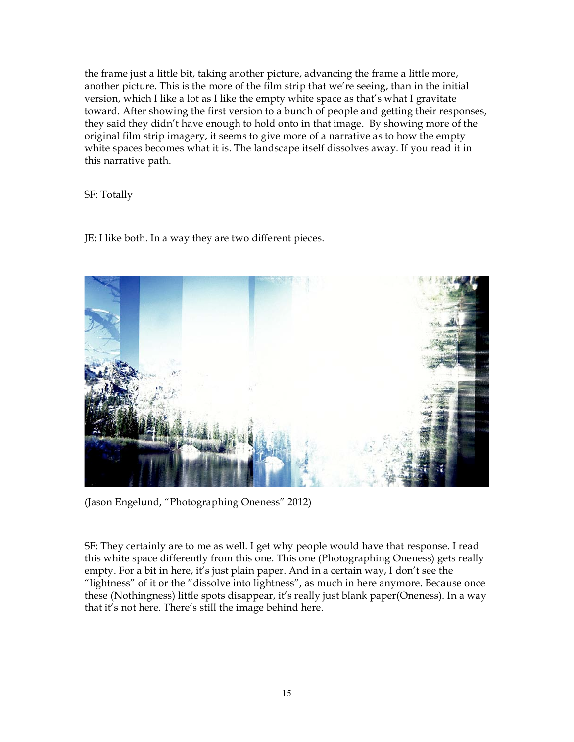the frame just a little bit, taking another picture, advancing the frame a little more, another picture. This is the more of the film strip that we're seeing, than in the initial version, which I like a lot as I like the empty white space as that's what I gravitate toward. After showing the first version to a bunch of people and getting their responses, they said they didn't have enough to hold onto in that image. By showing more of the original film strip imagery, it seems to give more of a narrative as to how the empty white spaces becomes what it is. The landscape itself dissolves away. If you read it in this narrative path.

SF: Totally

JE: I like both. In a way they are two different pieces.

(Jason Engelund, "Photographing Oneness" 2012)

SF: They certainly are to me as well. I get why people would have that response. I read this white space differently from this one. This one (Photographing Oneness) gets really empty. For a bit in here, it's just plain paper. And in a certain way, I don't see the "lightness" of it or the "dissolve into lightness", as much in here anymore. Because once these (Nothingness) little spots disappear, it's really just blank paper(Oneness). In a way that it's not here. There's still the image behind here.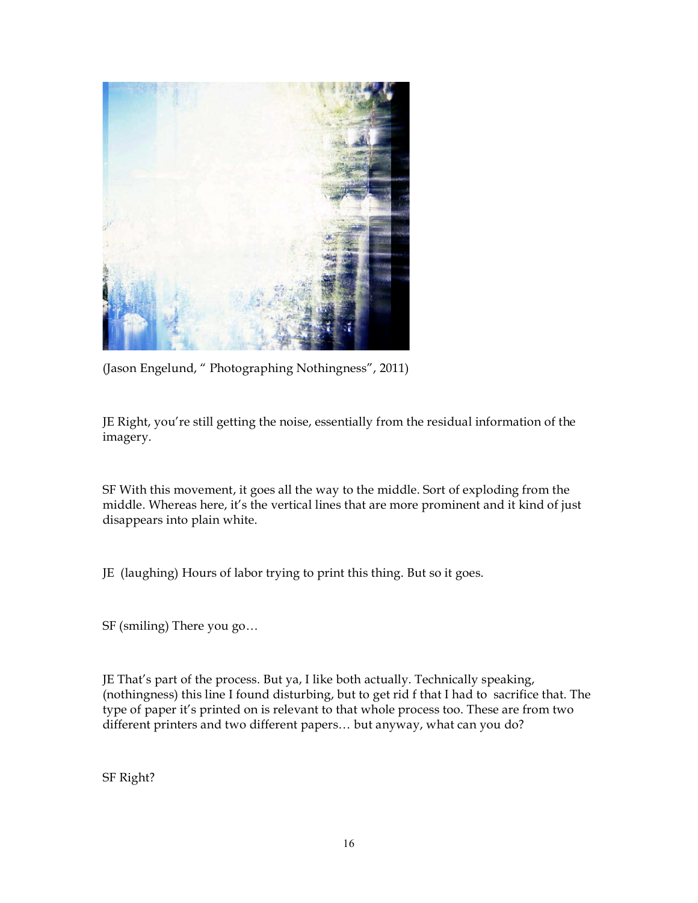(Jason Engelund, " Photographing Nothingness", 2011)

JE Right, you're still getting the noise, essentially from the residual information of the imagery.

SF With this movement, it goes all the way to the middle. Sort of exploding from the middle. Whereas here, it's the vertical lines that are more prominent and it kind of just disappears into plain white.

JE (laughing) Hours of labor trying to print this thing. But so it goes.

SF (smiling) There you go…

JE That's part of the process. But ya, I like both actually. Technically speaking, (nothingness) this line I found disturbing, but to get rid f that I had to sacrifice that. The type of paper it's printed on is relevant to that whole process too. These are from two different printers and two different papers… but anyway, what can you do?

SF Right?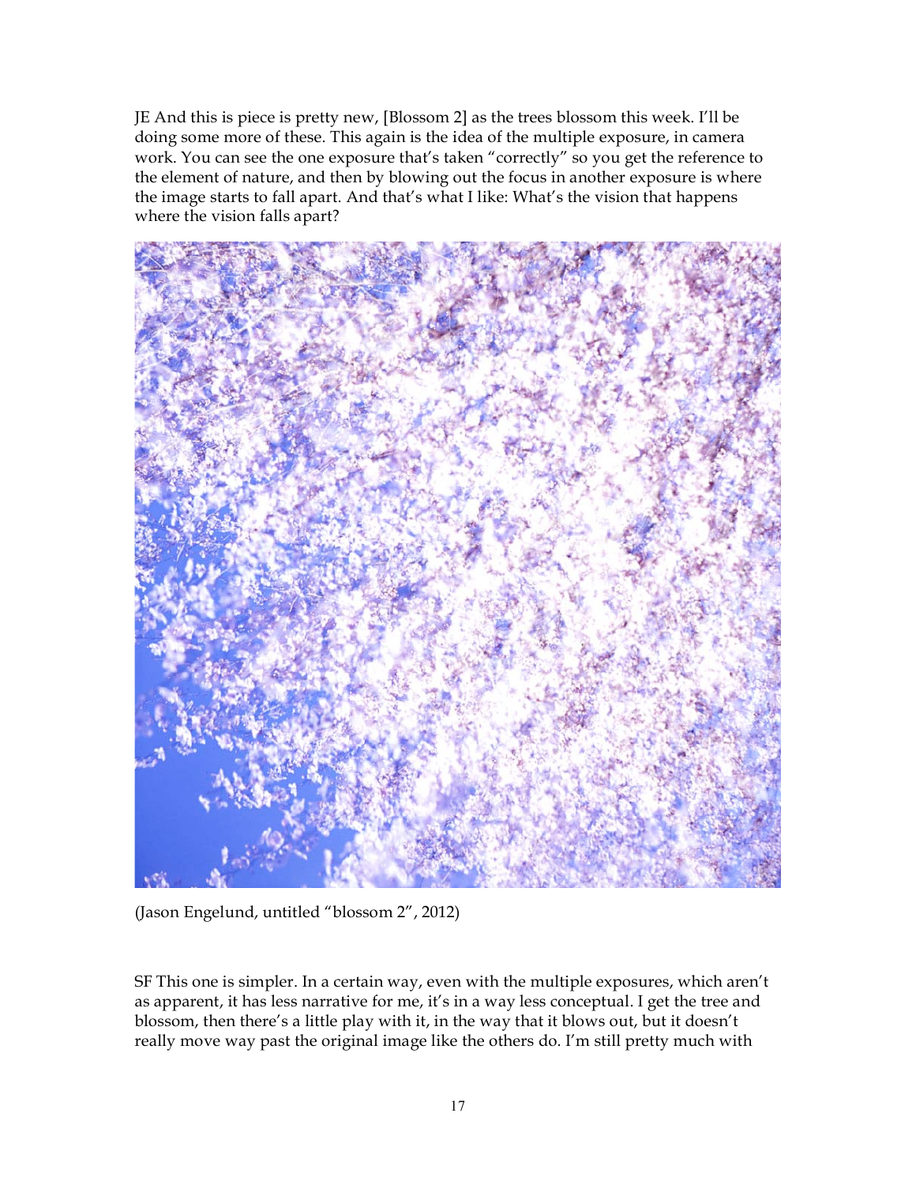JE And this is piece is pretty new, [Blossom 2] as the trees blossom this week. I'll be doing some more of these. This again is the idea of the multiple exposure, in camera work. You can see the one exposure that's taken "correctly" so you get the reference to the element of nature, and then by blowing out the focus in another exposure is where the image starts to fall apart. And that's what I like: What's the vision that happens where the vision falls apart?

(Jason Engelund, untitled "blossom 2", 2012)

SF This one is simpler. In a certain way, even with the multiple exposures, which aren't as apparent, it has less narrative for me, it's in a way less conceptual. I get the tree and blossom, then there's a little play with it, in the way that it blows out, but it doesn't really move way past the original image like the others do. I'm still pretty much with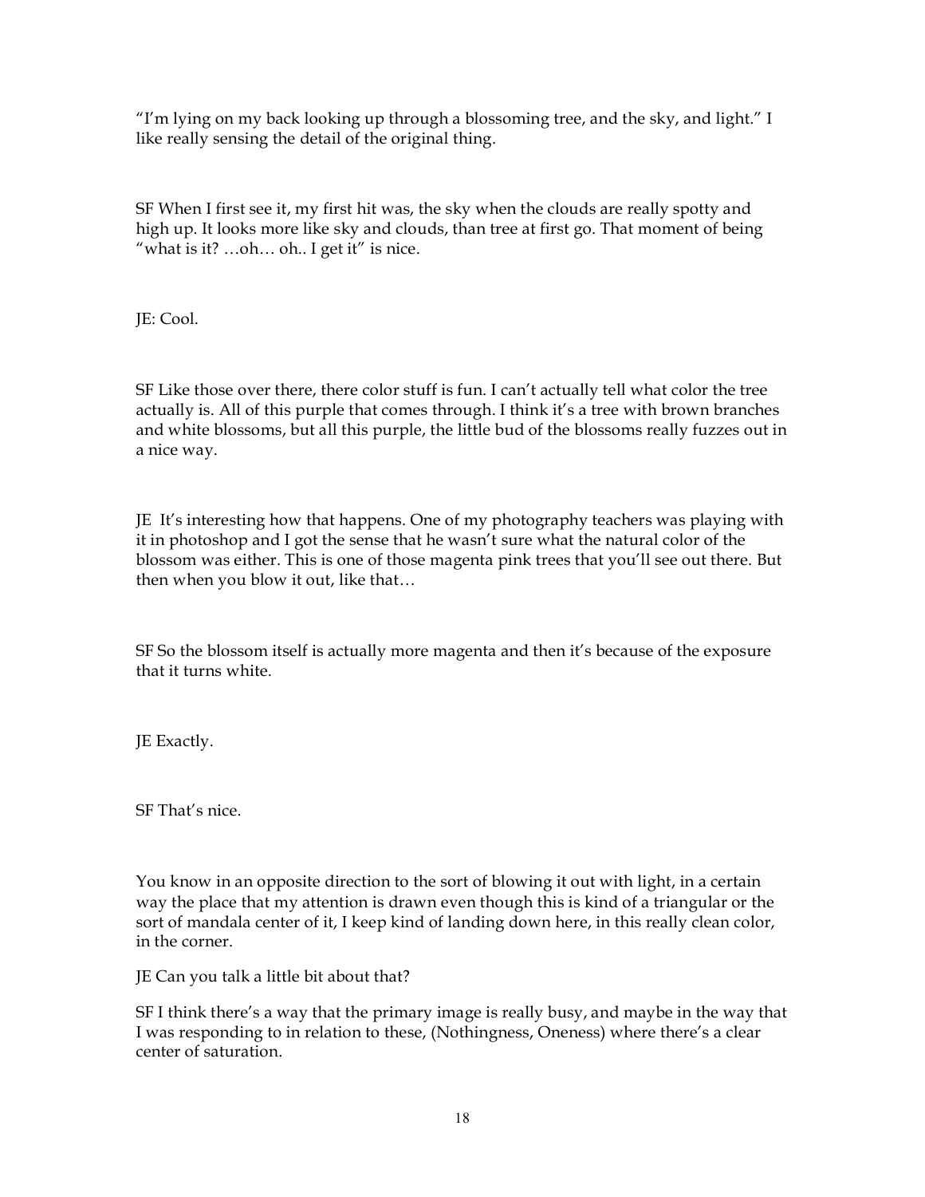"I'm lying on my back looking up through a blossoming tree, and the sky, and light." I like really sensing the detail of the original thing.

SF When I first see it, my first hit was, the sky when the clouds are really spotty and high up. It looks more like sky and clouds, than tree at first go. That moment of being "what is it? …oh… oh.. I get it" is nice.

JE: Cool.

SF Like those over there, there color stuff is fun. I can't actually tell what color the tree actually is. All of this purple that comes through. I think it's a tree with brown branches and white blossoms, but all this purple, the little bud of the blossoms really fuzzes out in a nice way.

JE  It's interesting how that happens. One of my photography teachers was playing with it in photoshop and I got the sense that he wasn't sure what the natural color of the blossom was either. This is one of those magenta pink trees that you'll see out there. But then when you blow it out, like that…

SF So the blossom itself is actually more magenta and then it's because of the exposure that it turns white.

JE Exactly.

SF That's nice.

You know in an opposite direction to the sort of blowing it out with light, in a certain way the place that my attention is drawn even though this is kind of a triangular or the sort of mandala center of it, I keep kind of landing down here, in this really clean color, in the corner.

JE Can you talk a little bit about that?

SF I think there's a way that the primary image is really busy, and maybe in the way that I was responding to in relation to these, (Nothingness, Oneness) where there's a clear center of saturation.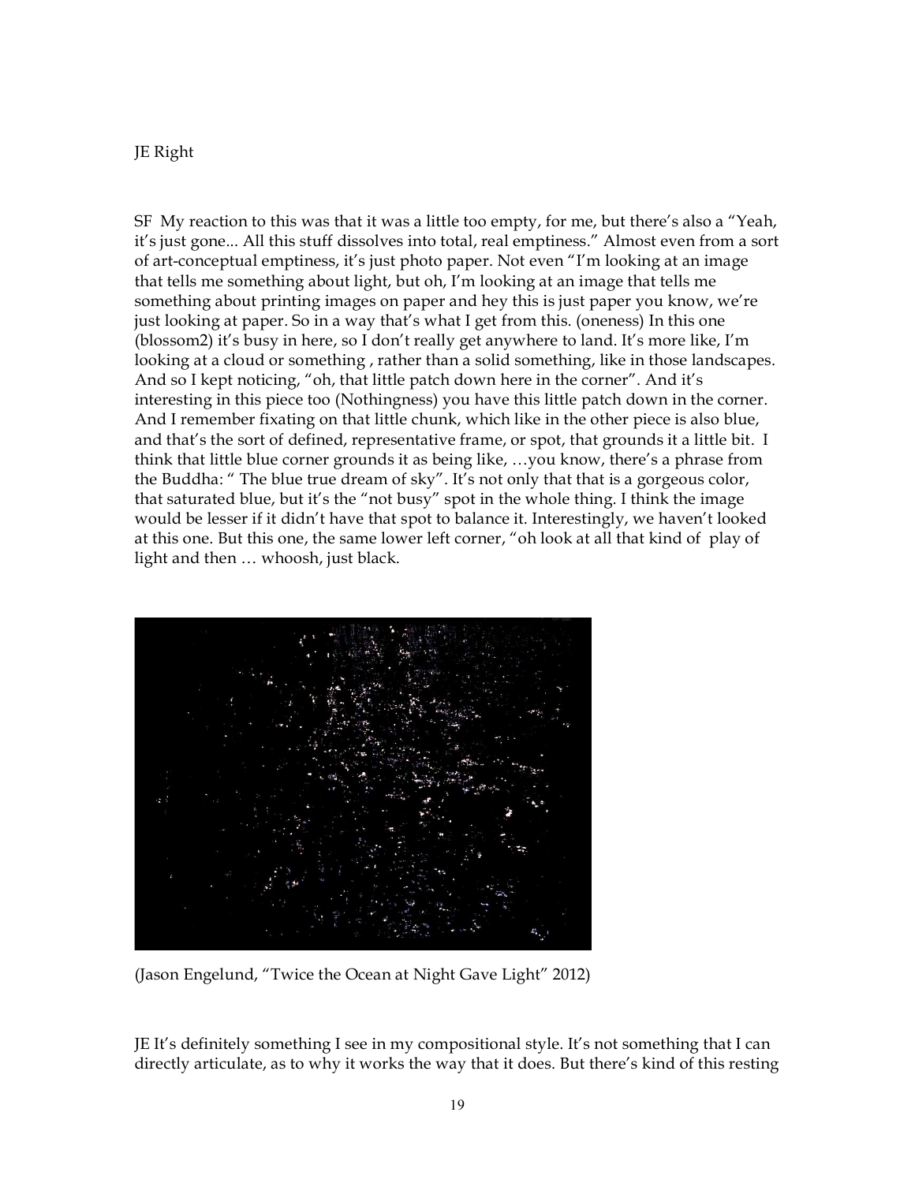JE Right

SF My reaction to this was that it was a little too empty, for me, but there's also a "Yeah, it's just gone... All this stuff dissolves into total, real emptiness." Almost even from a sort of art-conceptual emptiness, it's just photo paper. Not even "I'm looking at an image that tells me something about light, but oh, I'm looking at an image that tells me something about printing images on paper and hey this is just paper you know, we're just looking at paper. So in a way that's what I get from this. (oneness) In this one (blossom2) it's busy in here, so I don't really get anywhere to land. It's more like, I'm looking at a cloud or something , rather than a solid something, like in those landscapes. And so I kept noticing, "oh, that little patch down here in the corner". And it's interesting in this piece too (Nothingness) you have this little patch down in the corner. And I remember fixating on that little chunk, which like in the other piece is also blue, and that's the sort of defined, representative frame, or spot, that grounds it a little bit. I think that little blue corner grounds it as being like, …you know, there's a phrase from the Buddha: " The blue true dream of sky". It's not only that that is a gorgeous color, that saturated blue, but it's the "not busy" spot in the whole thing. I think the image would be lesser if it didn't have that spot to balance it. Interestingly, we haven't looked at this one. But this one, the same lower left corner, "oh look at all that kind of play of light and then … whoosh, just black.

(Jason Engelund, "Twice the Ocean at Night Gave Light" 2012)

JE It's definitely something I see in my compositional style. It's not something that I can directly articulate, as to why it works the way that it does. But there's kind of this resting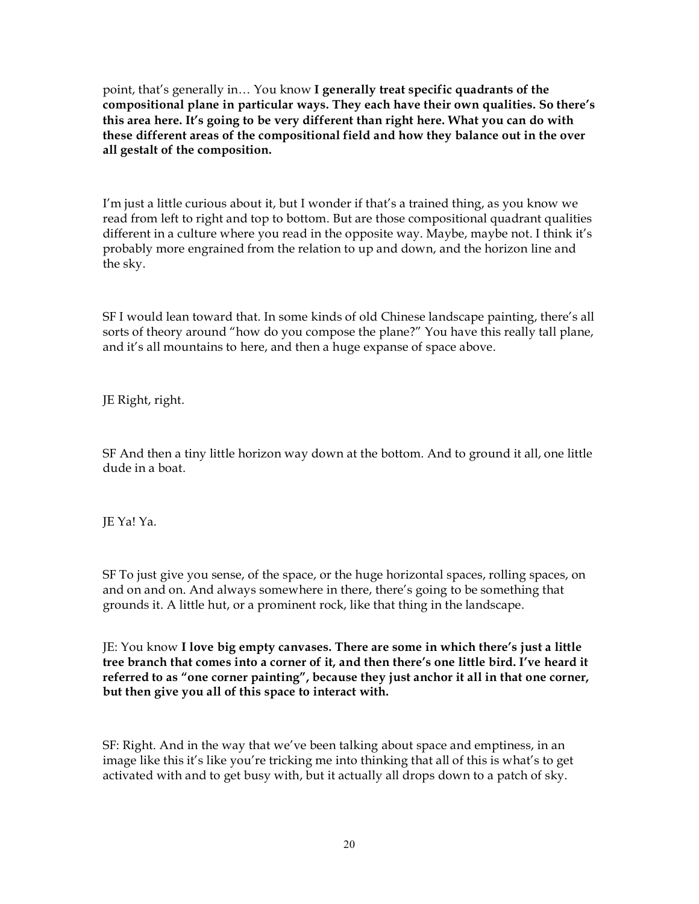point, that's generally in… You know **I generally treat specific quadrants of the compositional plane in particular ways. They each have their own qualities. So there's this area here. It's going to be very different than right here. What you can do with these different areas of the compositional field and how they balance out in the over all gestalt of the composition.**

I'm just a little curious about it, but I wonder if that's a trained thing, as you know we read from left to right and top to bottom. But are those compositional quadrant qualities different in a culture where you read in the opposite way. Maybe, maybe not. I think it's probably more engrained from the relation to up and down, and the horizon line and the sky.

SF I would lean toward that. In some kinds of old Chinese landscape painting, there's all sorts of theory around "how do you compose the plane?" You have this really tall plane, and it's all mountains to here, and then a huge expanse of space above.

JE Right, right.

SF And then a tiny little horizon way down at the bottom. And to ground it all, one little dude in a boat.

JE Ya! Ya.

SF To just give you sense, of the space, or the huge horizontal spaces, rolling spaces, on and on and on. And always somewhere in there, there's going to be something that grounds it. A little hut, or a prominent rock, like that thing in the landscape.

JE: You know **I love big empty canvases. There are some in which there's just a little tree branch that comes into a corner of it, and then there's one little bird. I've heard it referred to as "one corner painting", because they just anchor it all in that one corner, but then give you all of this space to interact with.**

SF: Right. And in the way that we've been talking about space and emptiness, in an image like this it's like you're tricking me into thinking that all of this is what's to get activated with and to get busy with, but it actually all drops down to a patch of sky.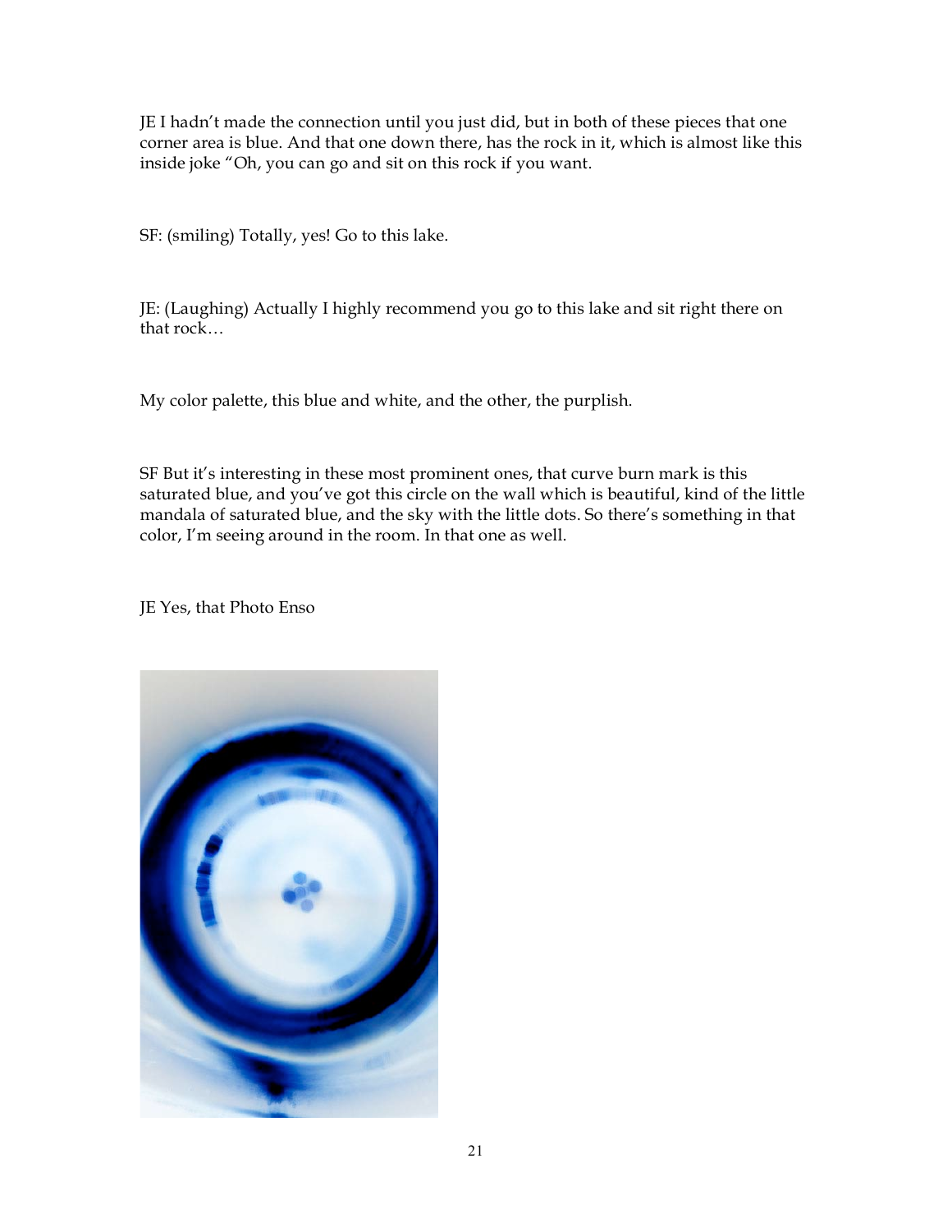JE I hadn't made the connection until you just did, but in both of these pieces that one corner area is blue. And that one down there, has the rock in it, which is almost like this inside joke "Oh, you can go and sit on this rock if you want.

SF: (smiling) Totally, yes! Go to this lake.

JE: (Laughing) Actually I highly recommend you go to this lake and sit right there on that rock…

My color palette, this blue and white, and the other, the purplish.

SF But it's interesting in these most prominent ones, that curve burn mark is this saturated blue, and you've got this circle on the wall which is beautiful, kind of the little mandala of saturated blue, and the sky with the little dots. So there's something in that color, I'm seeing around in the room. In that one as well.

JE Yes, that Photo Enso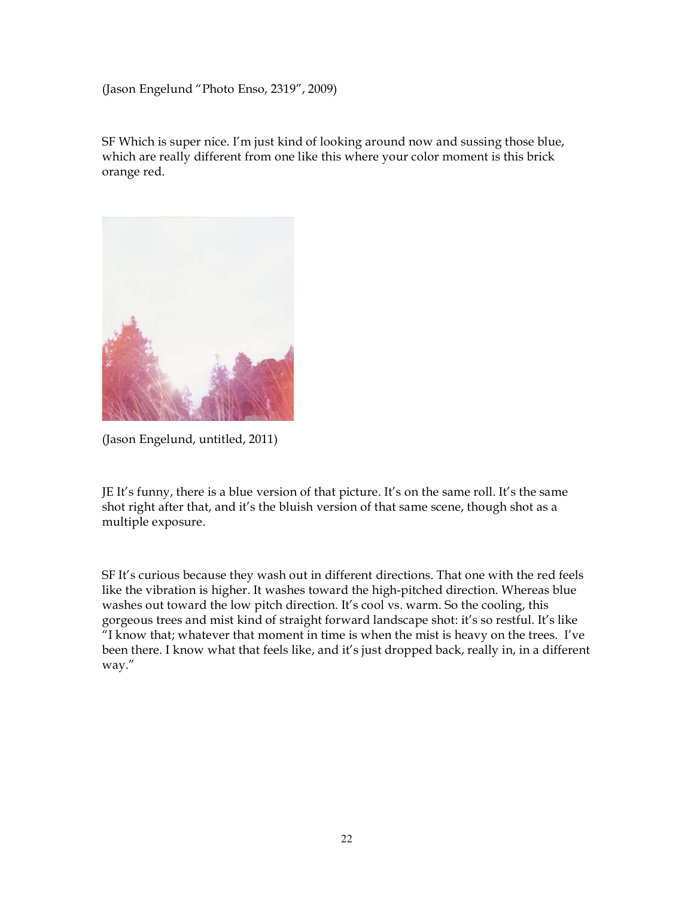(Jason Engelund "Photo Enso, 2319", 2009)

SF Which is super nice. I'm just kind of looking around now and sussing those blue, which are really different from one like this where your color moment is this brick orange red.

(Jason Engelund, untitled, 2011)

JE It's funny, there is a blue version of that picture. It's on the same roll. It's the same shot right after that, and it's the bluish version of that same scene, though shot as a multiple exposure.

SF It's curious because they wash out in different directions. That one with the red feels like the vibration is higher. It washes toward the high-pitched direction. Whereas blue washes out toward the low pitch direction. It's cool vs. warm. So the cooling, this gorgeous trees and mist kind of straight forward landscape shot: it's so restful. It's like "I know that; whatever that moment in time is when the mist is heavy on the trees. I've been there. I know what that feels like, and it's just dropped back, really in, in a different way."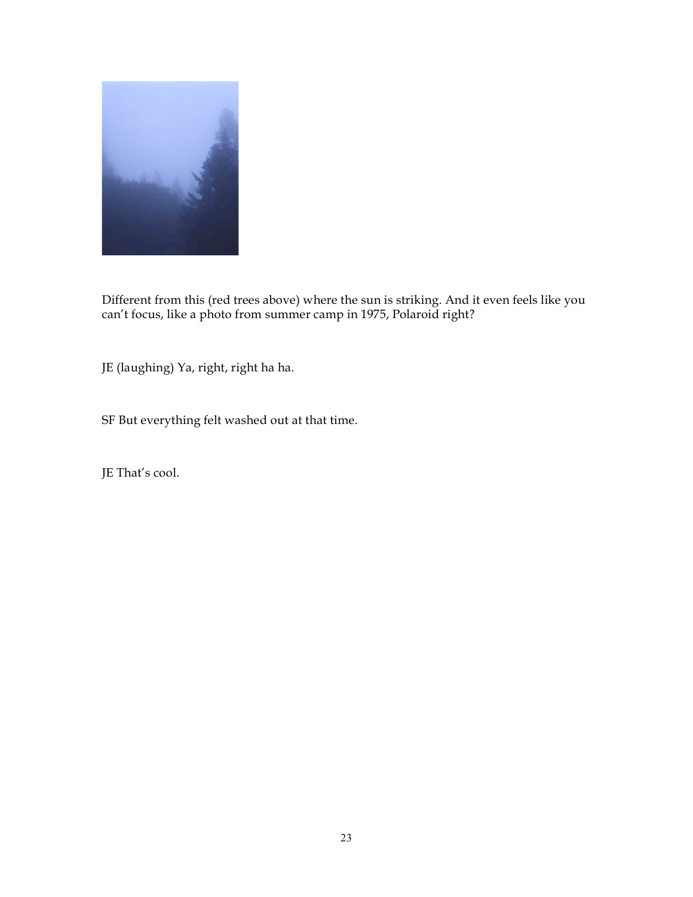Different from this (red trees above) where the sun is striking. And it even feels like you can't focus, like a photo from summer camp in 1975, Polaroid right?

JE (laughing) Ya, right, right ha ha.

SF But everything felt washed out at that time.

JE That's cool.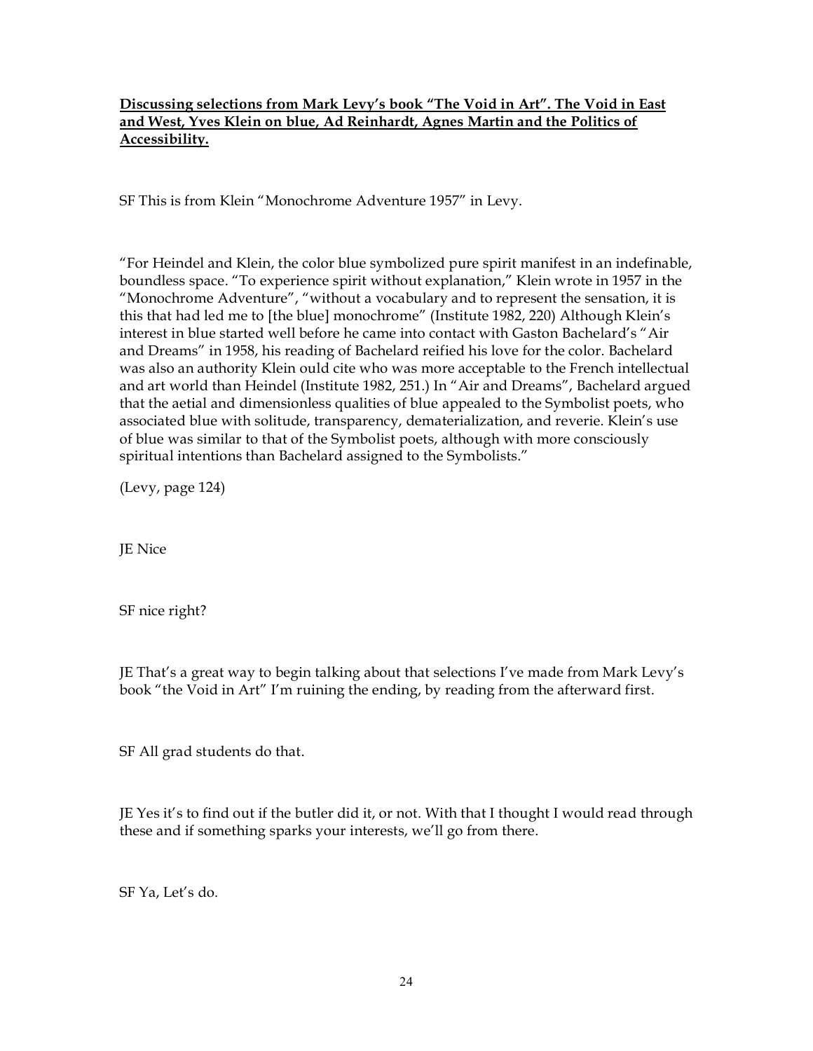**Discussing selections from Mark Levy's book "The Void in Art". The Void in East and West, Yves Klein on blue, Ad Reinhardt, Agnes Martin and the Politics of Accessibility.**

SF This is from Klein "Monochrome Adventure 1957" in Levy.

"For Heindel and Klein, the color blue symbolized pure spirit manifest in an indefinable, boundless space. "To experience spirit without explanation," Klein wrote in 1957 in the "Monochrome Adventure", "without a vocabulary and to represent the sensation, it is this that had led me to [the blue] monochrome" (Institute 1982, 220) Although Klein's interest in blue started well before he came into contact with Gaston Bachelard's "Air and Dreams" in 1958, his reading of Bachelard reified his love for the color. Bachelard was also an authority Klein ould cite who was more acceptable to the French intellectual and art world than Heindel (Institute 1982, 251.) In "Air and Dreams", Bachelard argued that the aetial and dimensionless qualities of blue appealed to the Symbolist poets, who associated blue with solitude, transparency, dematerialization, and reverie. Klein's use of blue was similar to that of the Symbolist poets, although with more consciously spiritual intentions than Bachelard assigned to the Symbolists."

(Levy, page 124)

JE Nice

SF nice right?

JE That's a great way to begin talking about that selections I've made from Mark Levy's book "the Void in Art" I'm ruining the ending, by reading from the afterward first.

SF All grad students do that.

JE Yes it's to find out if the butler did it, or not. With that I thought I would read through these and if something sparks your interests, we'll go from there.

SF Ya, Let's do.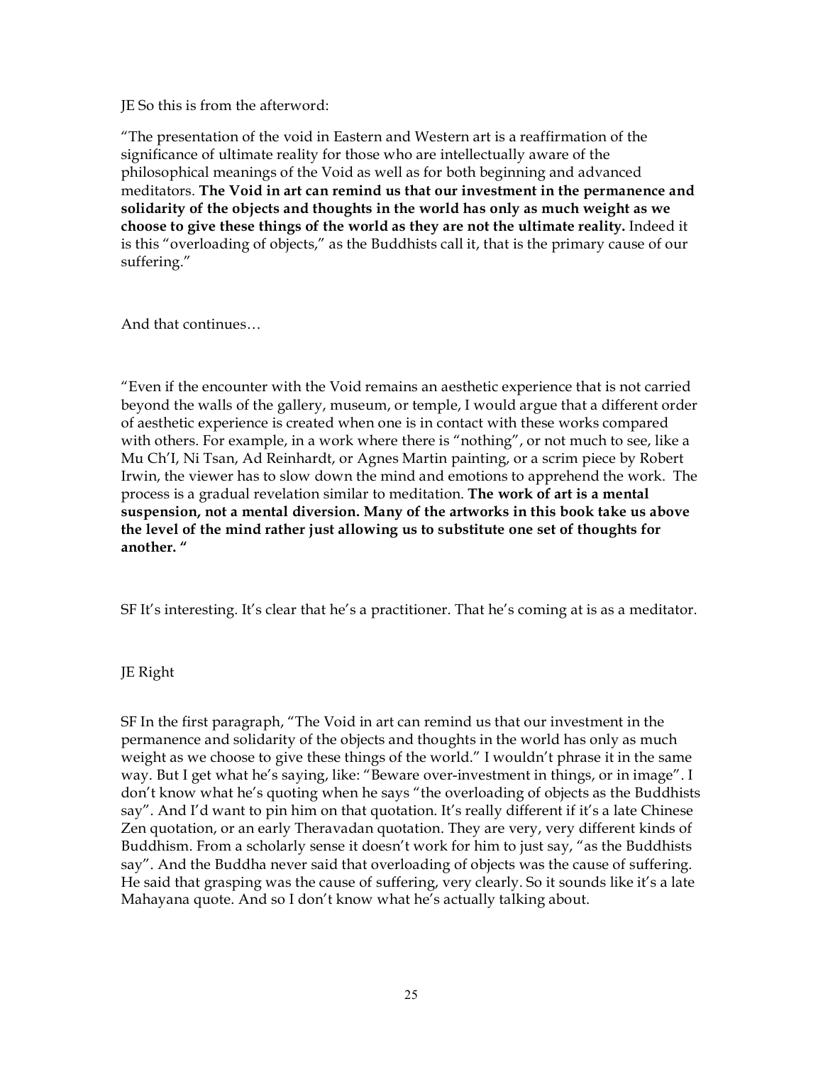JE So this is from the afterword:

"The presentation of the void in Eastern and Western art is a reaffirmation of the significance of ultimate reality for those who are intellectually aware of the philosophical meanings of the Void as well as for both beginning and advanced meditators. **The Void in art can remind us that our investment in the permanence and solidarity of the objects and thoughts in the world has only as much weight as we choose to give these things of the world as they are not the ultimate reality.** Indeed it is this "overloading of objects," as the Buddhists call it, that is the primary cause of our suffering."

And that continues…

"Even if the encounter with the Void remains an aesthetic experience that is not carried beyond the walls of the gallery, museum, or temple, I would argue that a different order of aesthetic experience is created when one is in contact with these works compared with others. For example, in a work where there is "nothing", or not much to see, like a Mu Ch'I, Ni Tsan, Ad Reinhardt, or Agnes Martin painting, or a scrim piece by Robert Irwin, the viewer has to slow down the mind and emotions to apprehend the work. The process is a gradual revelation similar to meditation. **The work of art is a mental suspension, not a mental diversion. Many of the artworks in this book take us above the level of the mind rather just allowing us to substitute one set of thoughts for another. "**

SF It's interesting. It's clear that he's a practitioner. That he's coming at is as a meditator.

JE Right

SF In the first paragraph, "The Void in art can remind us that our investment in the permanence and solidarity of the objects and thoughts in the world has only as much weight as we choose to give these things of the world." I wouldn't phrase it in the same way. But I get what he's saying, like: "Beware over-investment in things, or in image". I don't know what he's quoting when he says "the overloading of objects as the Buddhists say". And I'd want to pin him on that quotation. It's really different if it's a late Chinese Zen quotation, or an early Theravadan quotation. They are very, very different kinds of Buddhism. From a scholarly sense it doesn't work for him to just say, "as the Buddhists say". And the Buddha never said that overloading of objects was the cause of suffering. He said that grasping was the cause of suffering, very clearly. So it sounds like it's a late Mahayana quote. And so I don't know what he's actually talking about.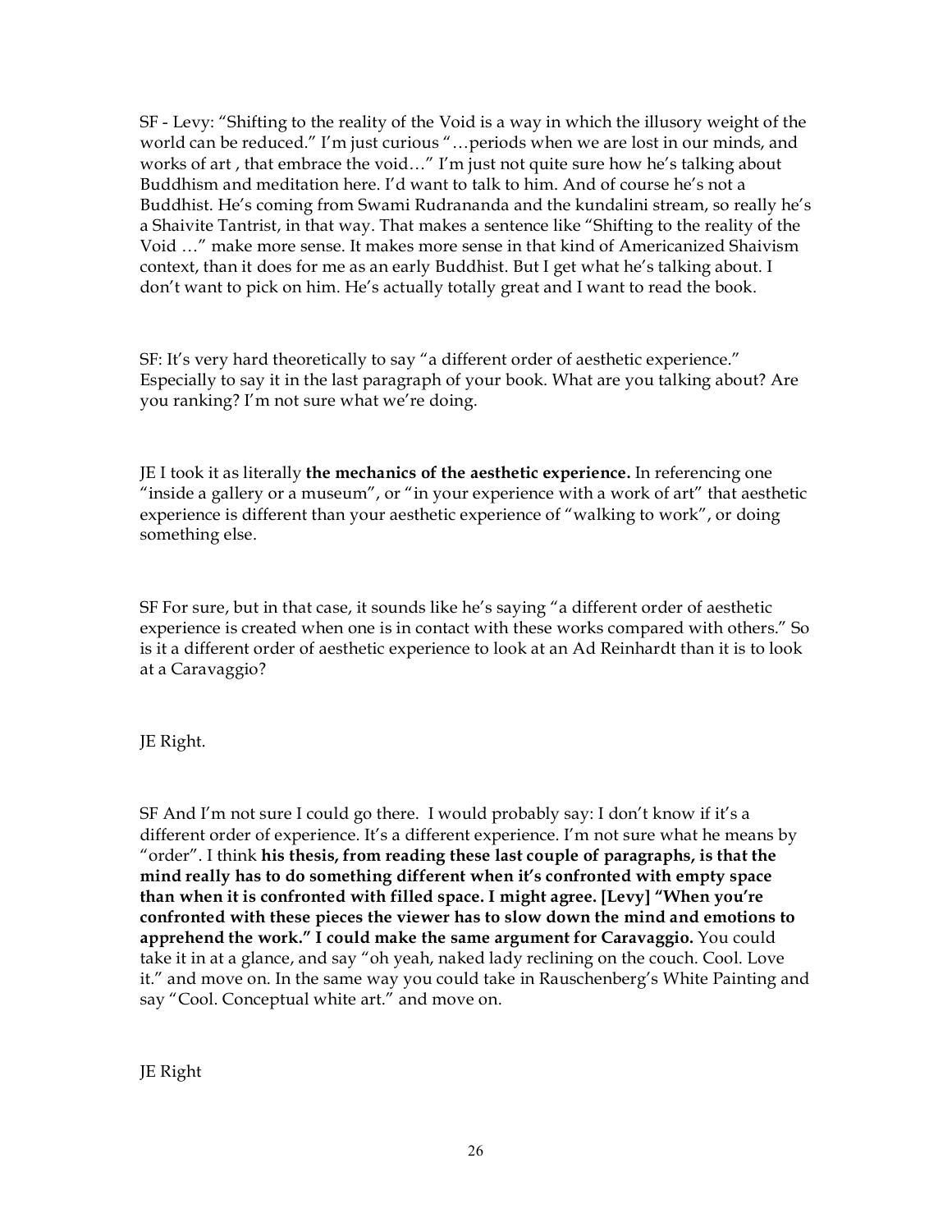SF - Levy: "Shifting to the reality of the Void is a way in which the illusory weight of the world can be reduced." I'm just curious "…periods when we are lost in our minds, and works of art , that embrace the void…" I'm just not quite sure how he's talking about Buddhism and meditation here. I'd want to talk to him. And of course he's not a Buddhist. He's coming from Swami Rudrananda and the kundalini stream, so really he's a Shaivite Tantrist, in that way. That makes a sentence like "Shifting to the reality of the Void …" make more sense. It makes more sense in that kind of Americanized Shaivism context, than it does for me as an early Buddhist. But I get what he's talking about. I don't want to pick on him. He's actually totally great and I want to read the book.

SF: It's very hard theoretically to say "a different order of aesthetic experience." Especially to say it in the last paragraph of your book. What are you talking about? Are you ranking? I'm not sure what we're doing.

JE I took it as literally **the mechanics of the aesthetic experience.** In referencing one "inside a gallery or a museum", or "in your experience with a work of art" that aesthetic experience is different than your aesthetic experience of "walking to work", or doing something else.

SF For sure, but in that case, it sounds like he's saying "a different order of aesthetic experience is created when one is in contact with these works compared with others." So is it a different order of aesthetic experience to look at an Ad Reinhardt than it is to look at a Caravaggio?

JE Right.

SF And I'm not sure I could go there. I would probably say: I don't know if it's a different order of experience. It's a different experience. I'm not sure what he means by "order". I think **his thesis, from reading these last couple of paragraphs, is that the mind really has to do something different when it's confronted with empty space than when it is confronted with filled space. I might agree. [Levy] "When you're confronted with these pieces the viewer has to slow down the mind and emotions to apprehend the work." I could make the same argument for Caravaggio.** You could take it in at a glance, and say "oh yeah, naked lady reclining on the couch. Cool. Love it." and move on. In the same way you could take in Rauschenberg's White Painting and say "Cool. Conceptual white art." and move on.

JE Right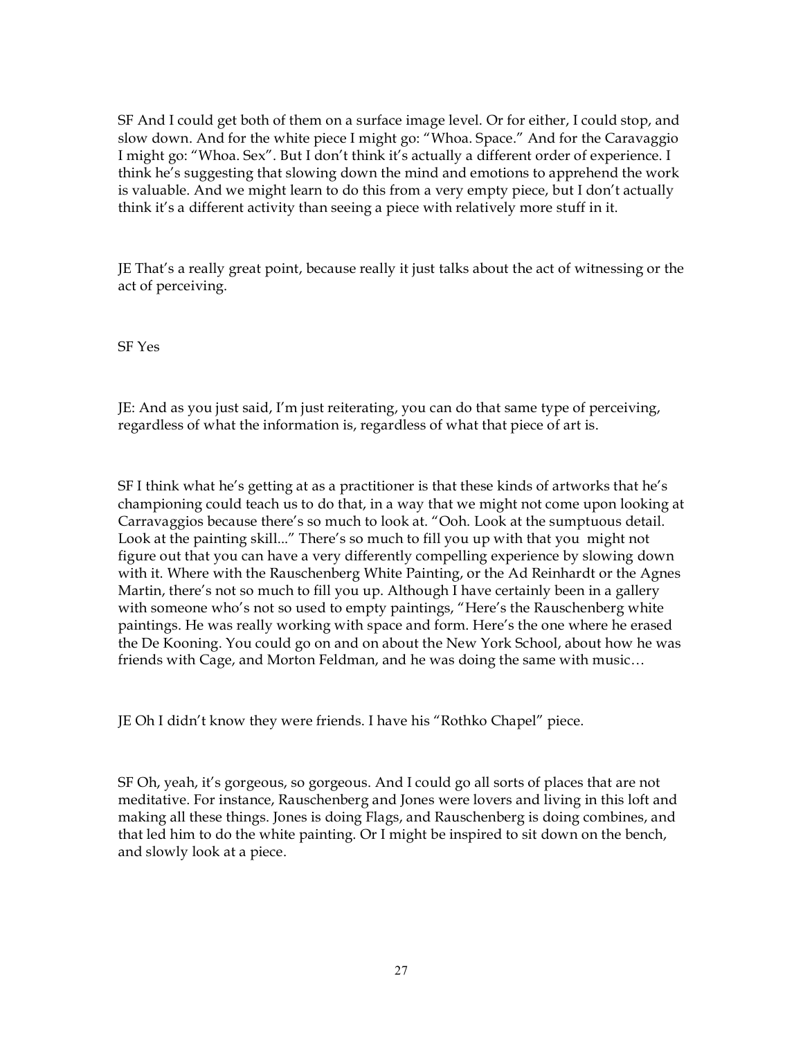SF And I could get both of them on a surface image level. Or for either, I could stop, and slow down. And for the white piece I might go: "Whoa. Space." And for the Caravaggio I might go: "Whoa. Sex". But I don't think it's actually a different order of experience. I think he's suggesting that slowing down the mind and emotions to apprehend the work is valuable. And we might learn to do this from a very empty piece, but I don't actually think it's a different activity than seeing a piece with relatively more stuff in it.

JE That's a really great point, because really it just talks about the act of witnessing or the act of perceiving.

SF Yes

JE: And as you just said, I'm just reiterating, you can do that same type of perceiving, regardless of what the information is, regardless of what that piece of art is.

SF I think what he's getting at as a practitioner is that these kinds of artworks that he's championing could teach us to do that, in a way that we might not come upon looking at Carravaggios because there's so much to look at. "Ooh. Look at the sumptuous detail. Look at the painting skill..." There's so much to fill you up with that you might not figure out that you can have a very differently compelling experience by slowing down with it. Where with the Rauschenberg White Painting, or the Ad Reinhardt or the Agnes Martin, there's not so much to fill you up. Although I have certainly been in a gallery with someone who's not so used to empty paintings, "Here's the Rauschenberg white paintings. He was really working with space and form. Here's the one where he erased the De Kooning. You could go on and on about the New York School, about how he was friends with Cage, and Morton Feldman, and he was doing the same with music…

JE Oh I didn't know they were friends. I have his "Rothko Chapel" piece.

SF Oh, yeah, it's gorgeous, so gorgeous. And I could go all sorts of places that are not meditative. For instance, Rauschenberg and Jones were lovers and living in this loft and making all these things. Jones is doing Flags, and Rauschenberg is doing combines, and that led him to do the white painting. Or I might be inspired to sit down on the bench, and slowly look at a piece.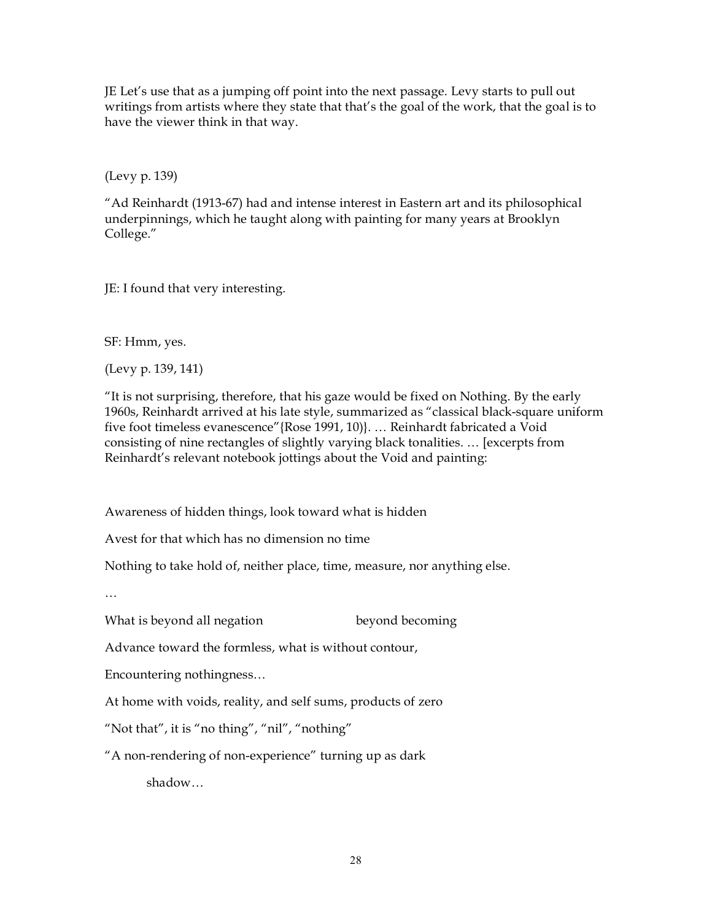JE Let's use that as a jumping off point into the next passage. Levy starts to pull out writings from artists where they state that that's the goal of the work, that the goal is to have the viewer think in that way.

(Levy p. 139)

"Ad Reinhardt (1913-67) had and intense interest in Eastern art and its philosophical underpinnings, which he taught along with painting for many years at Brooklyn College."

JE: I found that very interesting.

SF: Hmm, yes.

(Levy p. 139, 141)

"It is not surprising, therefore, that his gaze would be fixed on Nothing. By the early 1960s, Reinhardt arrived at his late style, summarized as "classical black-square uniform five foot timeless evanescence"{Rose 1991, 10)}. … Reinhardt fabricated a Void consisting of nine rectangles of slightly varying black tonalities. … [excerpts from Reinhardt's relevant notebook jottings about the Void and painting:

Awareness of hidden things, look toward what is hidden

Avest for that which has no dimension no time

Nothing to take hold of, neither place, time, measure, nor anything else.

…

What is beyond all negation beyond becoming

Advance toward the formless, what is without contour,

Encountering nothingness…

At home with voids, reality, and self sums, products of zero

"Not that", it is "no thing", "nil", "nothing"

"A non-rendering of non-experience" turning up as dark

shadow…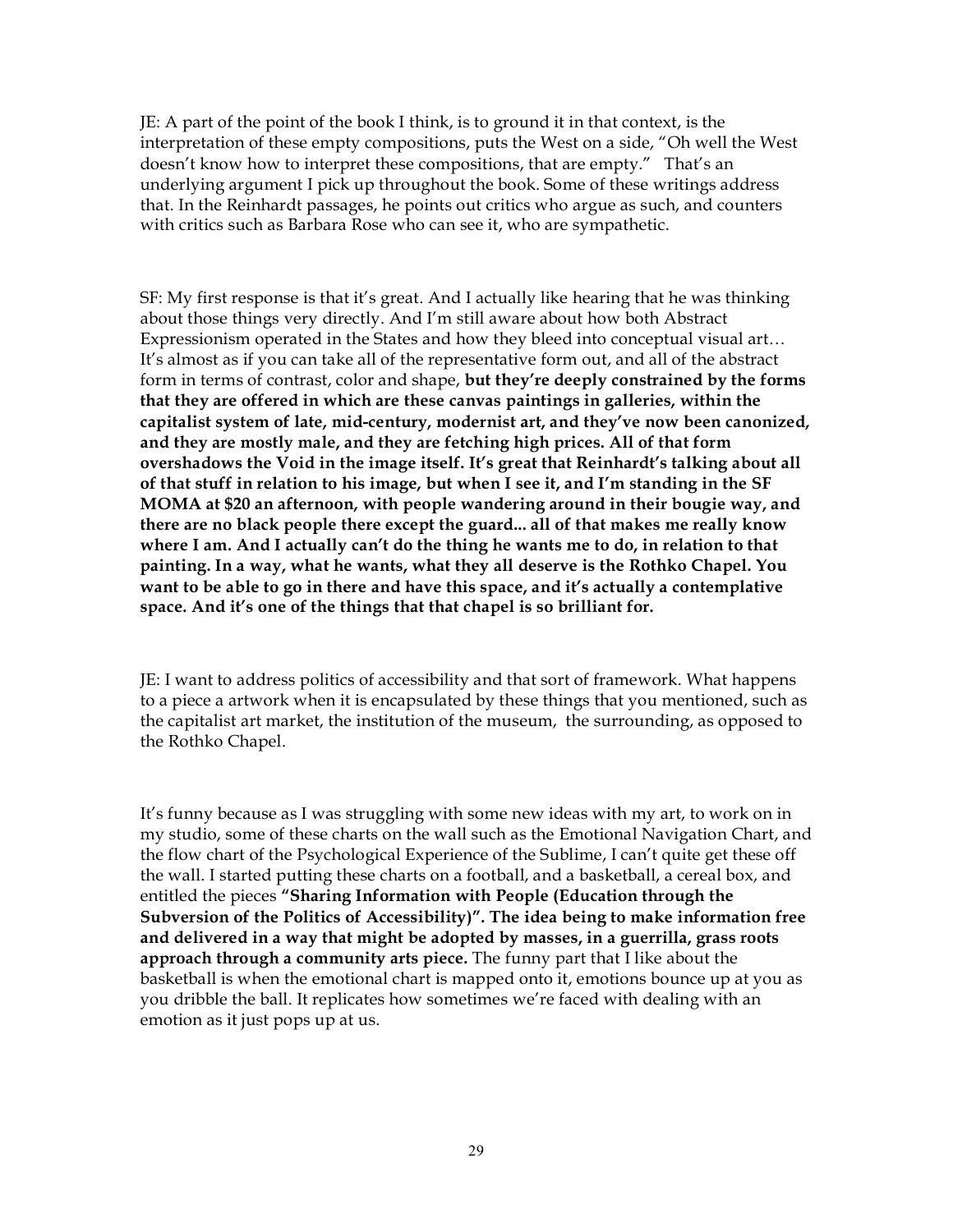JE: A part of the point of the book I think, is to ground it in that context, is the interpretation of these empty compositions, puts the West on a side, "Oh well the West doesn't know how to interpret these compositions, that are empty." That's an underlying argument I pick up throughout the book. Some of these writings address that. In the Reinhardt passages, he points out critics who argue as such, and counters with critics such as Barbara Rose who can see it, who are sympathetic.

SF: My first response is that it's great. And I actually like hearing that he was thinking about those things very directly. And I'm still aware about how both Abstract Expressionism operated in the States and how they bleed into conceptual visual art… It's almost as if you can take all of the representative form out, and all of the abstract form in terms of contrast, color and shape, **but they're deeply constrained by the forms that they are offered in which are these canvas paintings in galleries, within the capitalist system of late, mid-century, modernist art, and they've now been canonized, and they are mostly male, and they are fetching high prices. All of that form overshadows the Void in the image itself. It's great that Reinhardt's talking about all of that stuff in relation to his image, but when I see it, and I'm standing in the SF MOMA at $20 an afternoon, with people wandering around in their bougie way, and there are no black people there except the guard... all of that makes me really know where I am. And I actually can't do the thing he wants me to do, in relation to that painting. In a way, what he wants, what they all deserve is the Rothko Chapel. You want to be able to go in there and have this space, and it's actually a contemplative space. And it's one of the things that that chapel is so brilliant for.**

JE: I want to address politics of accessibility and that sort of framework. What happens to a piece a artwork when it is encapsulated by these things that you mentioned, such as the capitalist art market, the institution of the museum, the surrounding, as opposed to the Rothko Chapel.

It's funny because as I was struggling with some new ideas with my art, to work on in my studio, some of these charts on the wall such as the Emotional Navigation Chart, and the flow chart of the Psychological Experience of the Sublime, I can't quite get these off the wall. I started putting these charts on a football, and a basketball, a cereal box, and entitled the pieces **"Sharing Information with People (Education through the Subversion of the Politics of Accessibility)". The idea being to make information free and delivered in a way that might be adopted by masses, in a guerrilla, grass roots approach through a community arts piece.** The funny part that I like about the basketball is when the emotional chart is mapped onto it, emotions bounce up at you as you dribble the ball. It replicates how sometimes we're faced with dealing with an emotion as it just pops up at us.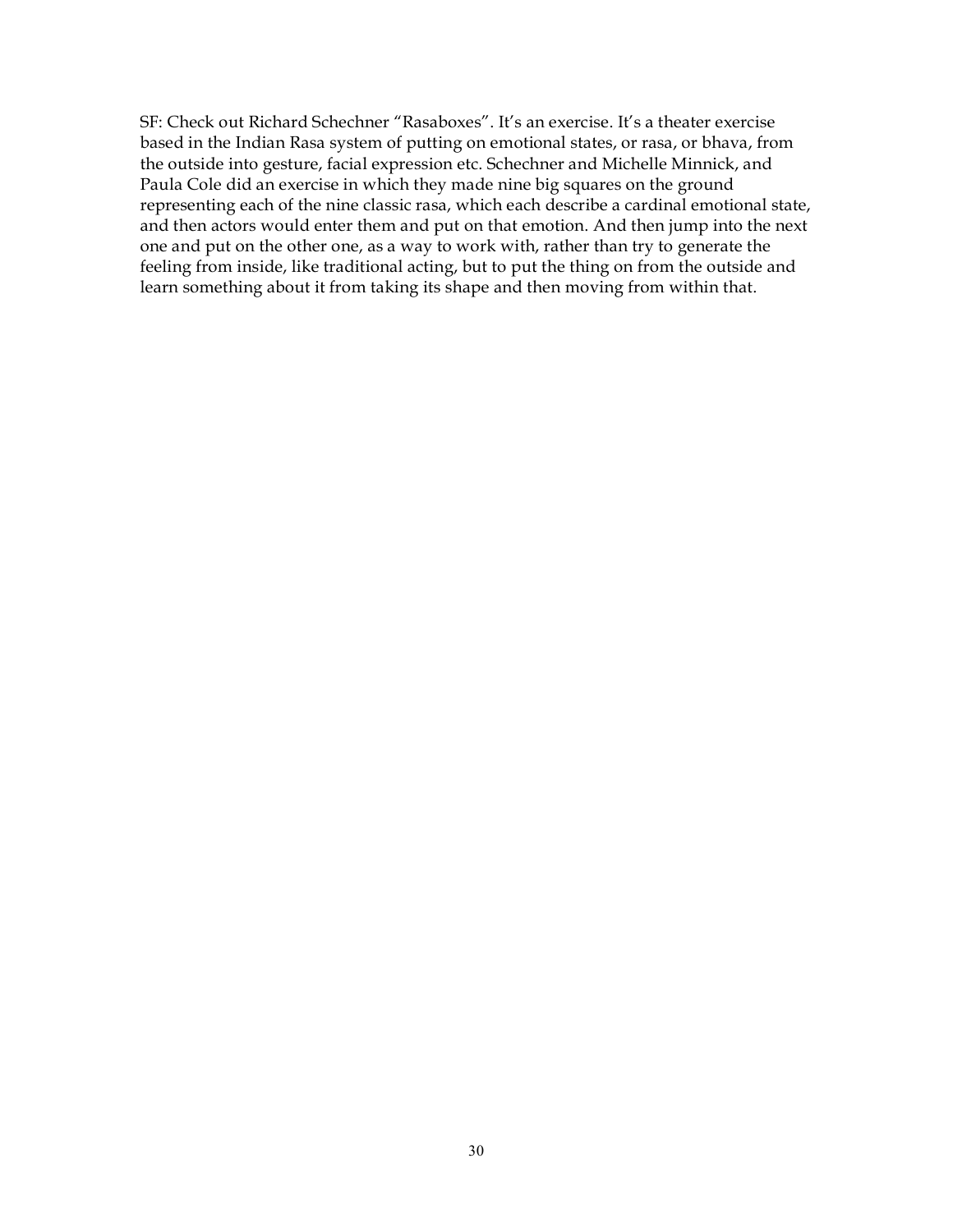SF: Check out Richard Schechner "Rasaboxes". It's an exercise. It's a theater exercise based in the Indian Rasa system of putting on emotional states, or rasa, or bhava, from the outside into gesture, facial expression etc. Schechner and Michelle Minnick, and Paula Cole did an exercise in which they made nine big squares on the ground representing each of the nine classic rasa, which each describe a cardinal emotional state, and then actors would enter them and put on that emotion. And then jump into the next one and put on the other one, as a way to work with, rather than try to generate the feeling from inside, like traditional acting, but to put the thing on from the outside and learn something about it from taking its shape and then moving from within that.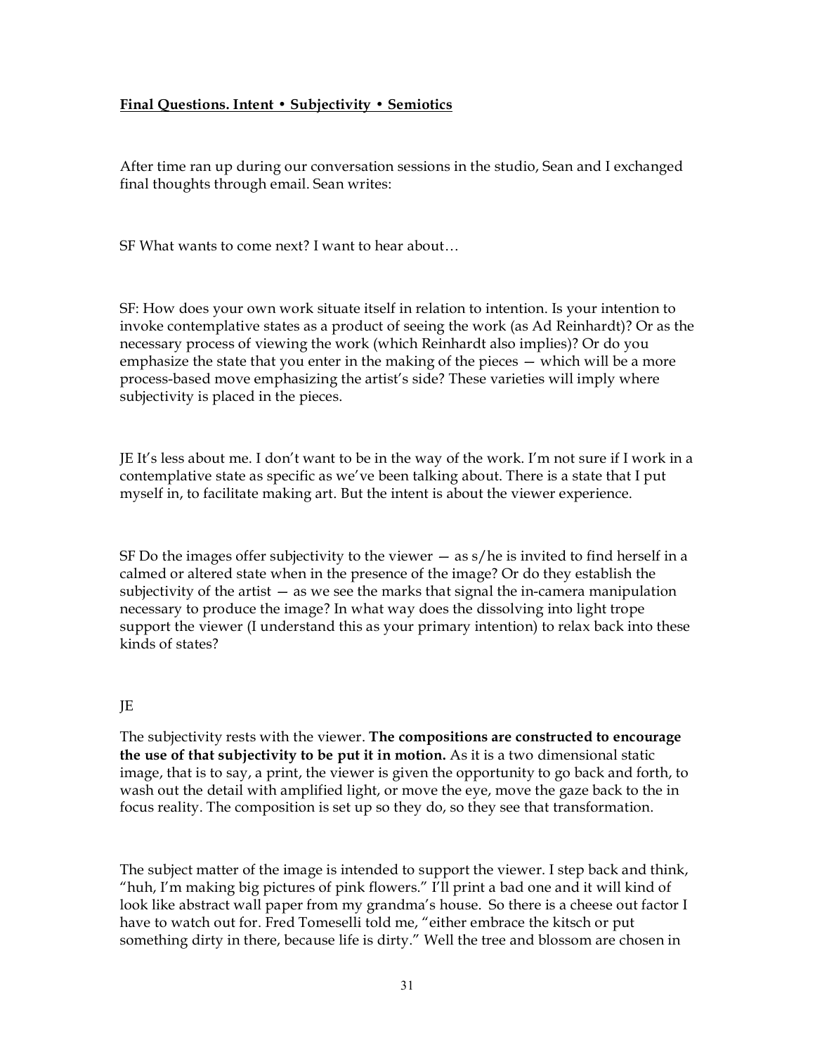**Final Questions. Intent • Subjectivity • Semiotics**

After time ran up during our conversation sessions in the studio, Sean and I exchanged final thoughts through email. Sean writes:

SF What wants to come next? I want to hear about…

SF: How does your own work situate itself in relation to intention. Is your intention to invoke contemplative states as a product of seeing the work (as Ad Reinhardt)? Or as the necessary process of viewing the work (which Reinhardt also implies)? Or do you emphasize the state that you enter in the making of the pieces — which will be a more process-based move emphasizing the artist's side? These varieties will imply where subjectivity is placed in the pieces.

JE It's less about me. I don't want to be in the way of the work. I'm not sure if I work in a contemplative state as specific as we've been talking about. There is a state that I put myself in, to facilitate making art. But the intent is about the viewer experience.

SF Do the images offer subjectivity to the viewer — as s/he is invited to find herself in a calmed or altered state when in the presence of the image? Or do they establish the subjectivity of the artist — as we see the marks that signal the in-camera manipulation necessary to produce the image? In what way does the dissolving into light trope support the viewer (I understand this as your primary intention) to relax back into these kinds of states?

JE

The subjectivity rests with the viewer. **The compositions are constructed to encourage the use of that subjectivity to be put it in motion.** As it is a two dimensional static image, that is to say, a print, the viewer is given the opportunity to go back and forth, to wash out the detail with amplified light, or move the eye, move the gaze back to the in focus reality. The composition is set up so they do, so they see that transformation.

The subject matter of the image is intended to support the viewer. I step back and think, "huh, I'm making big pictures of pink flowers." I'll print a bad one and it will kind of look like abstract wall paper from my grandma's house. So there is a cheese out factor I have to watch out for. Fred Tomeselli told me, "either embrace the kitsch or put something dirty in there, because life is dirty." Well the tree and blossom are chosen in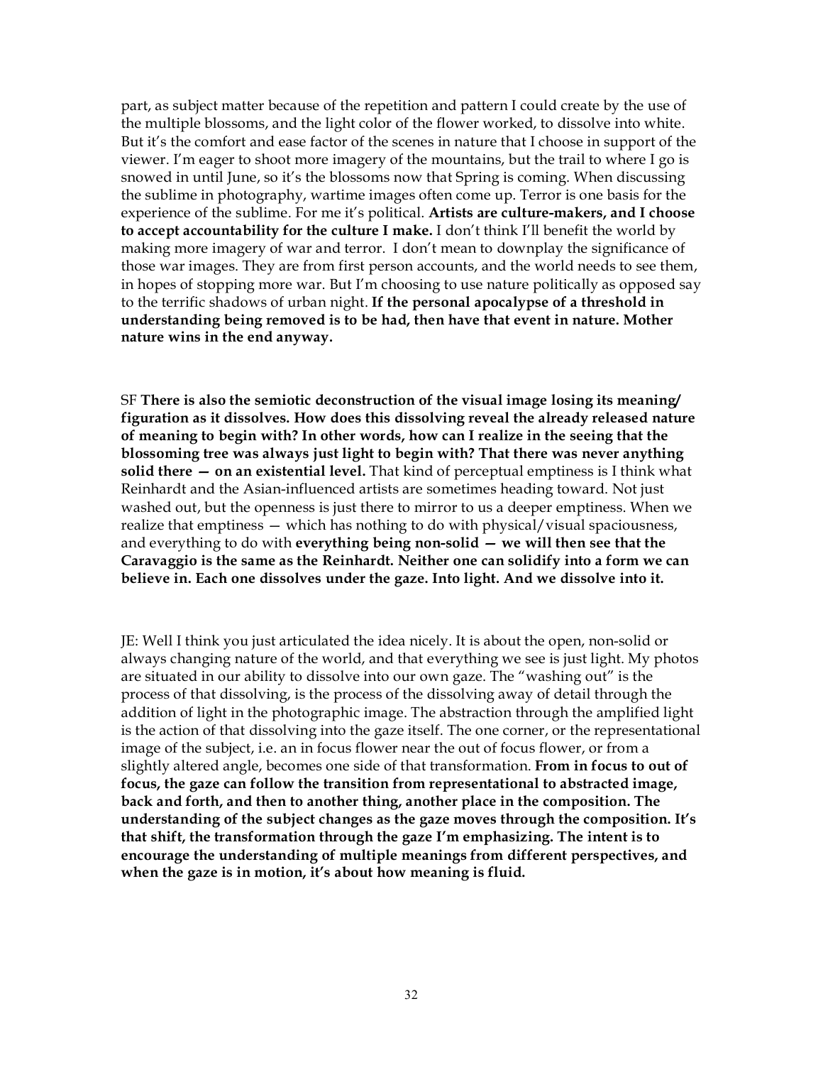part, as subject matter because of the repetition and pattern I could create by the use of the multiple blossoms, and the light color of the flower worked, to dissolve into white. But it's the comfort and ease factor of the scenes in nature that I choose in support of the viewer. I'm eager to shoot more imagery of the mountains, but the trail to where I go is snowed in until June, so it's the blossoms now that Spring is coming. When discussing the sublime in photography, wartime images often come up. Terror is one basis for the experience of the sublime. For me it's political. **Artists are culture-makers, and I choose to accept accountability for the culture I make.** I don't think I'll benefit the world by making more imagery of war and terror. I don't mean to downplay the significance of those war images. They are from first person accounts, and the world needs to see them, in hopes of stopping more war. But I'm choosing to use nature politically as opposed say to the terrific shadows of urban night. **If the personal apocalypse of a threshold in understanding being removed is to be had, then have that event in nature. Mother nature wins in the end anyway.**

SF **There is also the semiotic deconstruction of the visual image losing its meaning/ figuration as it dissolves. How does this dissolving reveal the already released nature of meaning to begin with? In other words, how can I realize in the seeing that the blossoming tree was always just light to begin with? That there was never anything solid there — on an existential level.** That kind of perceptual emptiness is I think what Reinhardt and the Asian-influenced artists are sometimes heading toward. Not just washed out, but the openness is just there to mirror to us a deeper emptiness. When we realize that emptiness — which has nothing to do with physical/visual spaciousness, and everything to do with **everything being non-solid — we will then see that the Caravaggio is the same as the Reinhardt. Neither one can solidify into a form we can believe in. Each one dissolves under the gaze. Into light. And we dissolve into it.**

JE: Well I think you just articulated the idea nicely. It is about the open, non-solid or always changing nature of the world, and that everything we see is just light. My photos are situated in our ability to dissolve into our own gaze. The "washing out" is the process of that dissolving, is the process of the dissolving away of detail through the addition of light in the photographic image. The abstraction through the amplified light is the action of that dissolving into the gaze itself. The one corner, or the representational image of the subject, i.e. an in focus flower near the out of focus flower, or from a slightly altered angle, becomes one side of that transformation. **From in focus to out of focus, the gaze can follow the transition from representational to abstracted image, back and forth, and then to another thing, another place in the composition. The understanding of the subject changes as the gaze moves through the composition. It's that shift, the transformation through the gaze I'm emphasizing. The intent is to encourage the understanding of multiple meanings from different perspectives, and when the gaze is in motion, it's about how meaning is fluid.**